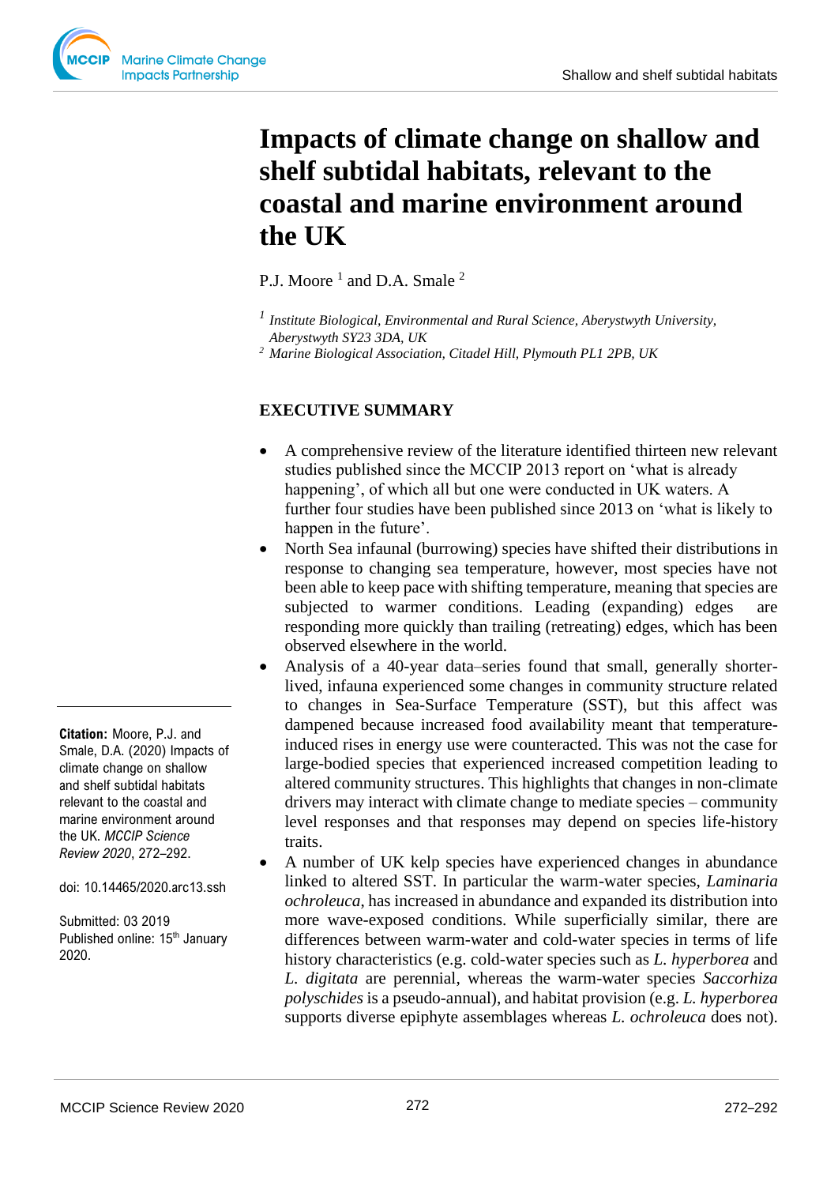# Impacts of climate change on shallow and shelf subtidal habitats, relevant to the coastal and marine environment around the UK

P.J. Moore [1] and D.A. Smale [2]

[1] *Institute Biological, Environmental and Rural Science, Aberystwyth University, Aberystwyth SY23 3DA, UK*
[2] *Marine Biological Association, Citadel Hill, Plymouth PL1 2PB, UK*

**Citation:** Moore, P.J. and Smale, D.A. (2020) Impacts of climate change on shallow and shelf subtidal habitats relevant to the coastal and marine environment around the UK. *MCCIP Science Review 2020*, 272–292.

doi: 10.14465/2020.arc13.ssh

Submitted: 03 2019
Published online: 15th January 2020.

## EXECUTIVE SUMMARY

- A comprehensive review of the literature identified thirteen new relevant studies published since the MCCIP 2013 report on 'what is already happening', of which all but one were conducted in UK waters. A further four studies have been published since 2013 on 'what is likely to happen in the future'.
- North Sea infaunal (burrowing) species have shifted their distributions in response to changing sea temperature, however, most species have not been able to keep pace with shifting temperature, meaning that species are subjected to warmer conditions. Leading (expanding) edges are responding more quickly than trailing (retreating) edges, which has been observed elsewhere in the world.
- Analysis of a 40-year data–series found that small, generally shorter-lived, infauna experienced some changes in community structure related to changes in Sea-Surface Temperature (SST), but this affect was dampened because increased food availability meant that temperature-induced rises in energy use were counteracted. This was not the case for large-bodied species that experienced increased competition leading to altered community structures. This highlights that changes in non-climate drivers may interact with climate change to mediate species – community level responses and that responses may depend on species life-history traits.
- A number of UK kelp species have experienced changes in abundance linked to altered SST. In particular the warm-water species, *Laminaria ochroleuca*, has increased in abundance and expanded its distribution into more wave-exposed conditions. While superficially similar, there are differences between warm-water and cold-water species in terms of life history characteristics (e.g. cold-water species such as *L. hyperborea* and *L. digitata* are perennial, whereas the warm-water species *Saccorhiza polyschides* is a pseudo-annual), and habitat provision (e.g. *L. hyperborea* supports diverse epiphyte assemblages whereas *L. ochroleuca* does not).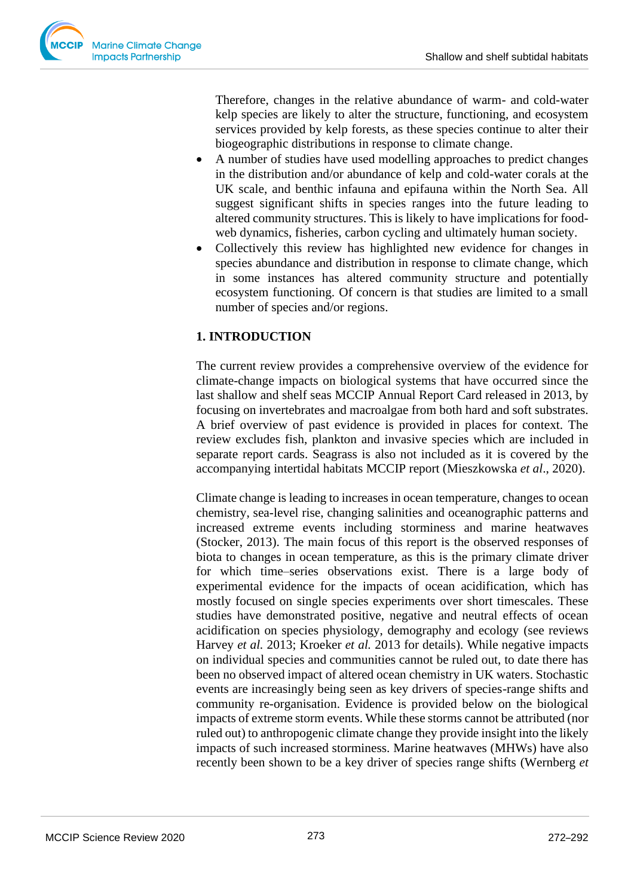Therefore, changes in the relative abundance of warm- and cold-water kelp species are likely to alter the structure, functioning, and ecosystem services provided by kelp forests, as these species continue to alter their biogeographic distributions in response to climate change.

- A number of studies have used modelling approaches to predict changes in the distribution and/or abundance of kelp and cold-water corals at the UK scale, and benthic infauna and epifauna within the North Sea. All suggest significant shifts in species ranges into the future leading to altered community structures. This is likely to have implications for food-web dynamics, fisheries, carbon cycling and ultimately human society.
- Collectively this review has highlighted new evidence for changes in species abundance and distribution in response to climate change, which in some instances has altered community structure and potentially ecosystem functioning. Of concern is that studies are limited to a small number of species and/or regions.

## 1. INTRODUCTION

The current review provides a comprehensive overview of the evidence for climate-change impacts on biological systems that have occurred since the last shallow and shelf seas MCCIP Annual Report Card released in 2013, by focusing on invertebrates and macroalgae from both hard and soft substrates. A brief overview of past evidence is provided in places for context. The review excludes fish, plankton and invasive species which are included in separate report cards. Seagrass is also not included as it is covered by the accompanying intertidal habitats MCCIP report (Mieszkowska *et al*., 2020).

Climate change is leading to increases in ocean temperature, changes to ocean chemistry, sea-level rise, changing salinities and oceanographic patterns and increased extreme events including storminess and marine heatwaves (Stocker, 2013). The main focus of this report is the observed responses of biota to changes in ocean temperature, as this is the primary climate driver for which time–series observations exist. There is a large body of experimental evidence for the impacts of ocean acidification, which has mostly focused on single species experiments over short timescales. These studies have demonstrated positive, negative and neutral effects of ocean acidification on species physiology, demography and ecology (see reviews Harvey *et al.* 2013; Kroeker *et al.* 2013 for details). While negative impacts on individual species and communities cannot be ruled out, to date there has been no observed impact of altered ocean chemistry in UK waters. Stochastic events are increasingly being seen as key drivers of species-range shifts and community re-organisation. Evidence is provided below on the biological impacts of extreme storm events. While these storms cannot be attributed (nor ruled out) to anthropogenic climate change they provide insight into the likely impacts of such increased storminess. Marine heatwaves (MHWs) have also recently been shown to be a key driver of species range shifts (Wernberg *et*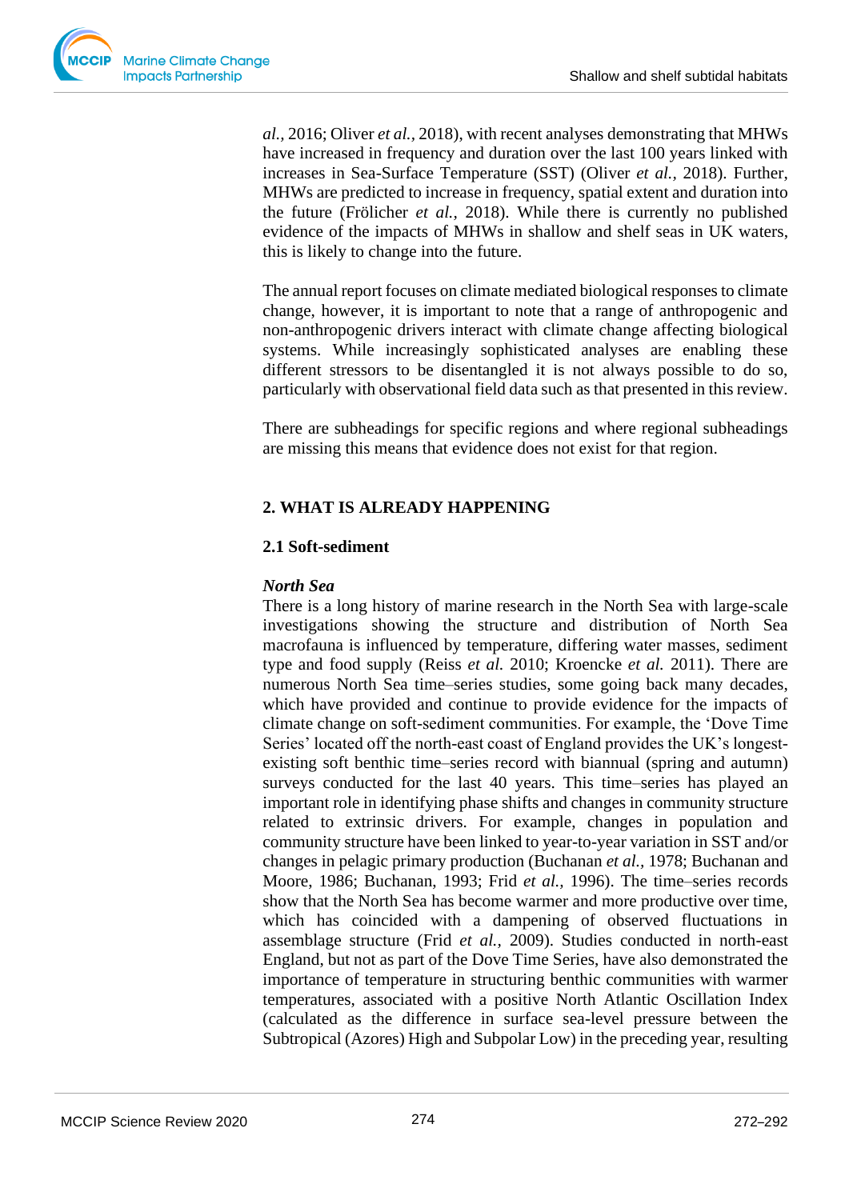*al.,* 2016; Oliver *et al.*, 2018), with recent analyses demonstrating that MHWs have increased in frequency and duration over the last 100 years linked with increases in Sea-Surface Temperature (SST) (Oliver *et al.,* 2018). Further, MHWs are predicted to increase in frequency, spatial extent and duration into the future (Frölicher *et al.*, 2018). While there is currently no published evidence of the impacts of MHWs in shallow and shelf seas in UK waters, this is likely to change into the future.

The annual report focuses on climate mediated biological responses to climate change, however, it is important to note that a range of anthropogenic and non-anthropogenic drivers interact with climate change affecting biological systems. While increasingly sophisticated analyses are enabling these different stressors to be disentangled it is not always possible to do so, particularly with observational field data such as that presented in this review.

There are subheadings for specific regions and where regional subheadings are missing this means that evidence does not exist for that region.

## 2. WHAT IS ALREADY HAPPENING

### 2.1 Soft-sediment

***North Sea***

There is a long history of marine research in the North Sea with large-scale investigations showing the structure and distribution of North Sea macrofauna is influenced by temperature, differing water masses, sediment type and food supply (Reiss *et al.* 2010; Kroencke *et al.* 2011). There are numerous North Sea time–series studies, some going back many decades, which have provided and continue to provide evidence for the impacts of climate change on soft-sediment communities. For example, the 'Dove Time Series' located off the north-east coast of England provides the UK's longest-existing soft benthic time–series record with biannual (spring and autumn) surveys conducted for the last 40 years. This time–series has played an important role in identifying phase shifts and changes in community structure related to extrinsic drivers. For example, changes in population and community structure have been linked to year-to-year variation in SST and/or changes in pelagic primary production (Buchanan *et al.,* 1978; Buchanan and Moore, 1986; Buchanan, 1993; Frid *et al.,* 1996). The time–series records show that the North Sea has become warmer and more productive over time, which has coincided with a dampening of observed fluctuations in assemblage structure (Frid *et al.,* 2009). Studies conducted in north-east England, but not as part of the Dove Time Series, have also demonstrated the importance of temperature in structuring benthic communities with warmer temperatures, associated with a positive North Atlantic Oscillation Index (calculated as the difference in surface sea-level pressure between the Subtropical (Azores) High and Subpolar Low) in the preceding year, resulting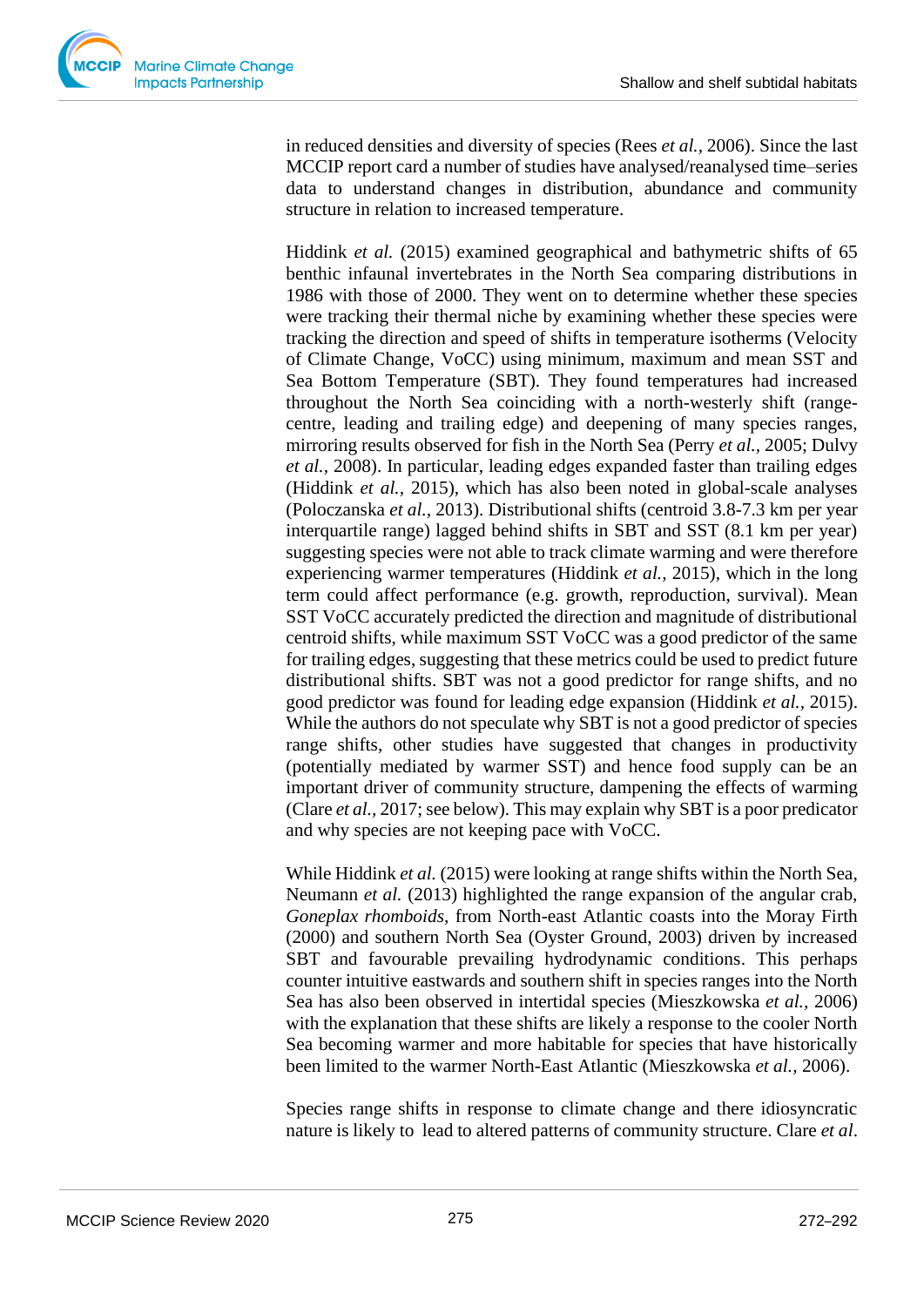in reduced densities and diversity of species (Rees *et al.*, 2006). Since the last MCCIP report card a number of studies have analysed/reanalysed time–series data to understand changes in distribution, abundance and community structure in relation to increased temperature.

Hiddink *et al.* (2015) examined geographical and bathymetric shifts of 65 benthic infaunal invertebrates in the North Sea comparing distributions in 1986 with those of 2000. They went on to determine whether these species were tracking their thermal niche by examining whether these species were tracking the direction and speed of shifts in temperature isotherms (Velocity of Climate Change, VoCC) using minimum, maximum and mean SST and Sea Bottom Temperature (SBT). They found temperatures had increased throughout the North Sea coinciding with a north-westerly shift (range-centre, leading and trailing edge) and deepening of many species ranges, mirroring results observed for fish in the North Sea (Perry *et al.*, 2005; Dulvy *et al.*, 2008). In particular, leading edges expanded faster than trailing edges (Hiddink *et al.*, 2015), which has also been noted in global-scale analyses (Poloczanska *et al.*, 2013). Distributional shifts (centroid 3.8-7.3 km per year interquartile range) lagged behind shifts in SBT and SST (8.1 km per year) suggesting species were not able to track climate warming and were therefore experiencing warmer temperatures (Hiddink *et al.*, 2015), which in the long term could affect performance (e.g. growth, reproduction, survival). Mean SST VoCC accurately predicted the direction and magnitude of distributional centroid shifts, while maximum SST VoCC was a good predictor of the same for trailing edges, suggesting that these metrics could be used to predict future distributional shifts. SBT was not a good predictor for range shifts, and no good predictor was found for leading edge expansion (Hiddink *et al.*, 2015). While the authors do not speculate why SBT is not a good predictor of species range shifts, other studies have suggested that changes in productivity (potentially mediated by warmer SST) and hence food supply can be an important driver of community structure, dampening the effects of warming (Clare *et al.*, 2017; see below). This may explain why SBT is a poor predicator and why species are not keeping pace with VoCC.

While Hiddink *et al.* (2015) were looking at range shifts within the North Sea, Neumann *et al.* (2013) highlighted the range expansion of the angular crab, *Goneplax rhomboids*, from North-east Atlantic coasts into the Moray Firth (2000) and southern North Sea (Oyster Ground, 2003) driven by increased SBT and favourable prevailing hydrodynamic conditions. This perhaps counter intuitive eastwards and southern shift in species ranges into the North Sea has also been observed in intertidal species (Mieszkowska *et al.*, 2006) with the explanation that these shifts are likely a response to the cooler North Sea becoming warmer and more habitable for species that have historically been limited to the warmer North-East Atlantic (Mieszkowska *et al.*, 2006).

Species range shifts in response to climate change and there idiosyncratic nature is likely to lead to altered patterns of community structure. Clare *et al*.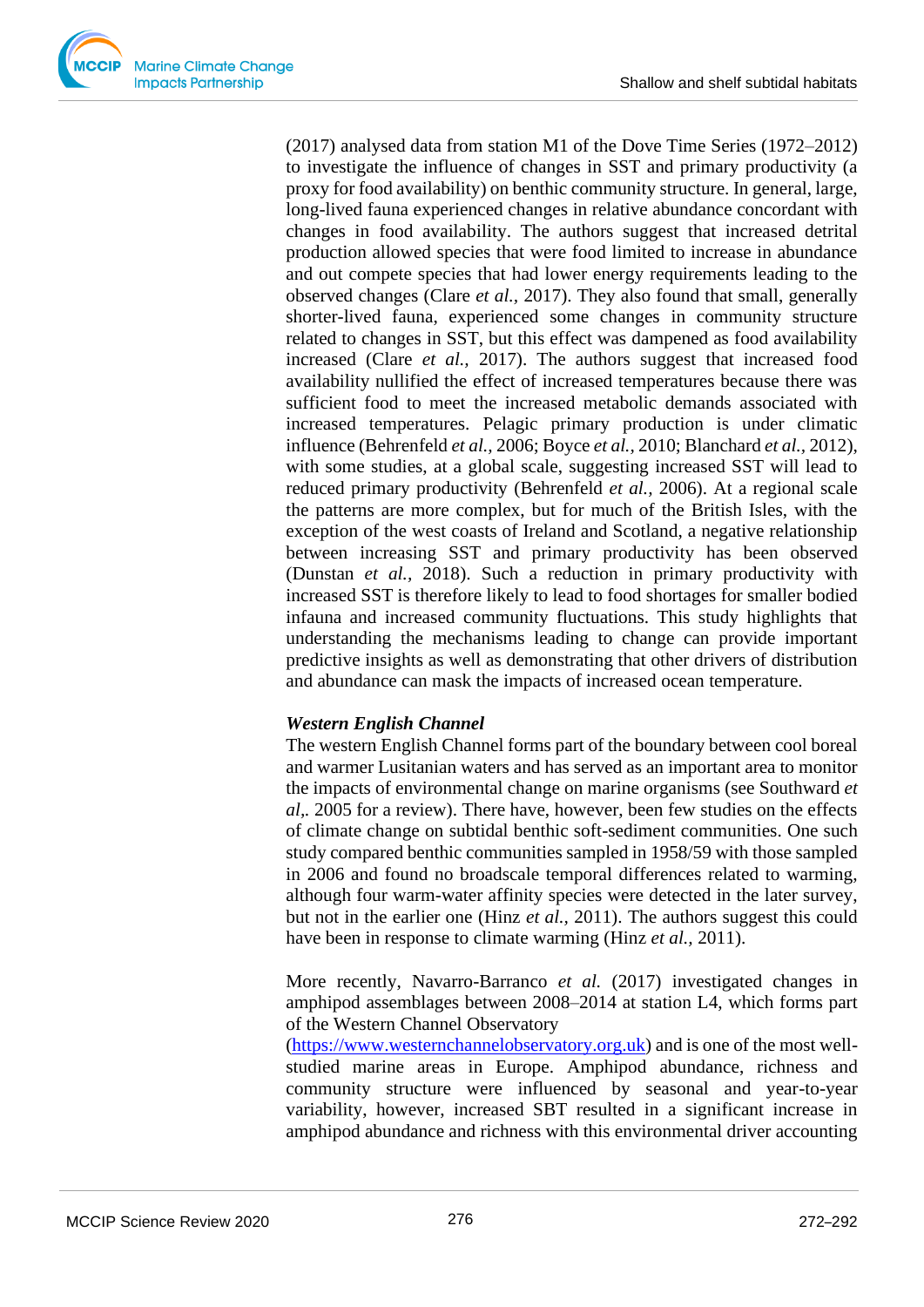(2017) analysed data from station M1 of the Dove Time Series (1972–2012) to investigate the influence of changes in SST and primary productivity (a proxy for food availability) on benthic community structure. In general, large, long-lived fauna experienced changes in relative abundance concordant with changes in food availability. The authors suggest that increased detrital production allowed species that were food limited to increase in abundance and out compete species that had lower energy requirements leading to the observed changes (Clare *et al.*, 2017). They also found that small, generally shorter-lived fauna, experienced some changes in community structure related to changes in SST, but this effect was dampened as food availability increased (Clare *et al.*, 2017). The authors suggest that increased food availability nullified the effect of increased temperatures because there was sufficient food to meet the increased metabolic demands associated with increased temperatures. Pelagic primary production is under climatic influence (Behrenfeld *et al.*, 2006; Boyce *et al.*, 2010; Blanchard *et al.*, 2012), with some studies, at a global scale, suggesting increased SST will lead to reduced primary productivity (Behrenfeld *et al.*, 2006). At a regional scale the patterns are more complex, but for much of the British Isles, with the exception of the west coasts of Ireland and Scotland, a negative relationship between increasing SST and primary productivity has been observed (Dunstan *et al.*, 2018). Such a reduction in primary productivity with increased SST is therefore likely to lead to food shortages for smaller bodied infauna and increased community fluctuations. This study highlights that understanding the mechanisms leading to change can provide important predictive insights as well as demonstrating that other drivers of distribution and abundance can mask the impacts of increased ocean temperature.

***Western English Channel***

The western English Channel forms part of the boundary between cool boreal and warmer Lusitanian waters and has served as an important area to monitor the impacts of environmental change on marine organisms (see Southward *et al*,. 2005 for a review). There have, however, been few studies on the effects of climate change on subtidal benthic soft-sediment communities. One such study compared benthic communities sampled in 1958/59 with those sampled in 2006 and found no broadscale temporal differences related to warming, although four warm-water affinity species were detected in the later survey, but not in the earlier one (Hinz *et al.*, 2011). The authors suggest this could have been in response to climate warming (Hinz *et al.*, 2011).

More recently, Navarro-Barranco *et al.* (2017) investigated changes in amphipod assemblages between 2008–2014 at station L4, which forms part of the Western Channel Observatory (https://www.westernchannelobservatory.org.uk) and is one of the most well-studied marine areas in Europe. Amphipod abundance, richness and community structure were influenced by seasonal and year-to-year variability, however, increased SBT resulted in a significant increase in amphipod abundance and richness with this environmental driver accounting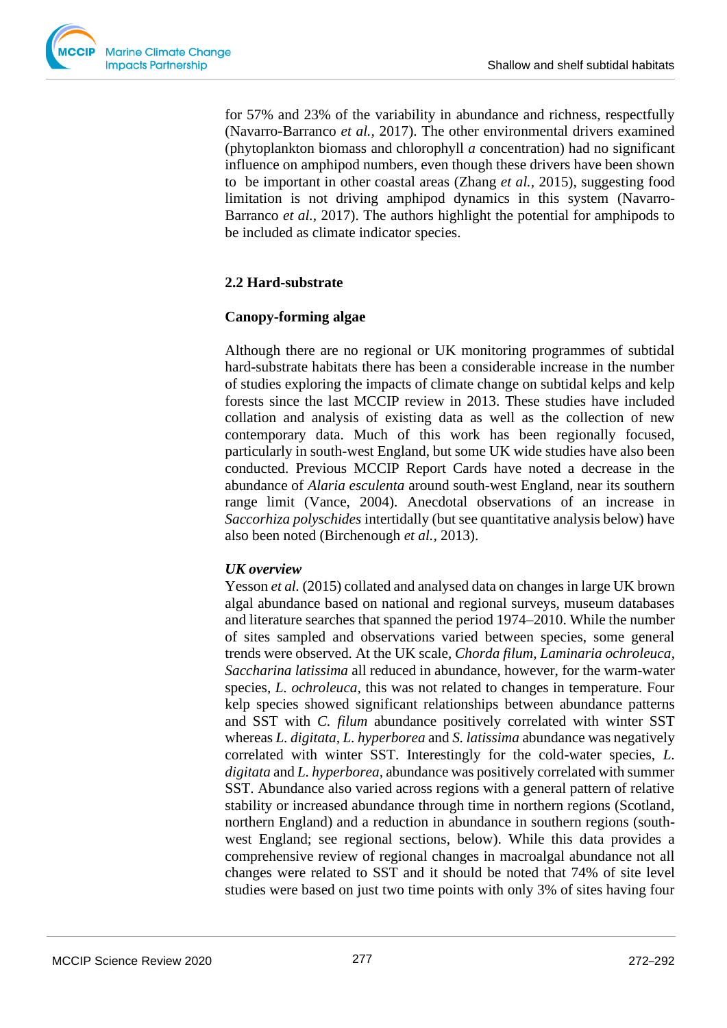for 57% and 23% of the variability in abundance and richness, respectfully (Navarro-Barranco *et al.*, 2017). The other environmental drivers examined (phytoplankton biomass and chlorophyll *a* concentration) had no significant influence on amphipod numbers, even though these drivers have been shown to be important in other coastal areas (Zhang *et al.*, 2015), suggesting food limitation is not driving amphipod dynamics in this system (Navarro-Barranco *et al.*, 2017). The authors highlight the potential for amphipods to be included as climate indicator species.

## 2.2 Hard-substrate

### Canopy-forming algae

Although there are no regional or UK monitoring programmes of subtidal hard-substrate habitats there has been a considerable increase in the number of studies exploring the impacts of climate change on subtidal kelps and kelp forests since the last MCCIP review in 2013. These studies have included collation and analysis of existing data as well as the collection of new contemporary data. Much of this work has been regionally focused, particularly in south-west England, but some UK wide studies have also been conducted. Previous MCCIP Report Cards have noted a decrease in the abundance of *Alaria esculenta* around south-west England, near its southern range limit (Vance, 2004). Anecdotal observations of an increase in *Saccorhiza polyschides* intertidally (but see quantitative analysis below) have also been noted (Birchenough *et al.*, 2013).

***UK overview***

Yesson *et al.* (2015) collated and analysed data on changes in large UK brown algal abundance based on national and regional surveys, museum databases and literature searches that spanned the period 1974–2010. While the number of sites sampled and observations varied between species, some general trends were observed. At the UK scale, *Chorda filum*, *Laminaria ochroleuca*, *Saccharina latissima* all reduced in abundance, however, for the warm-water species, *L. ochroleuca*, this was not related to changes in temperature. Four kelp species showed significant relationships between abundance patterns and SST with *C. filum* abundance positively correlated with winter SST whereas *L. digitata*, *L. hyperborea* and *S. latissima* abundance was negatively correlated with winter SST. Interestingly for the cold-water species, *L. digitata* and *L. hyperborea*, abundance was positively correlated with summer SST. Abundance also varied across regions with a general pattern of relative stability or increased abundance through time in northern regions (Scotland, northern England) and a reduction in abundance in southern regions (south-west England; see regional sections, below). While this data provides a comprehensive review of regional changes in macroalgal abundance not all changes were related to SST and it should be noted that 74% of site level studies were based on just two time points with only 3% of sites having four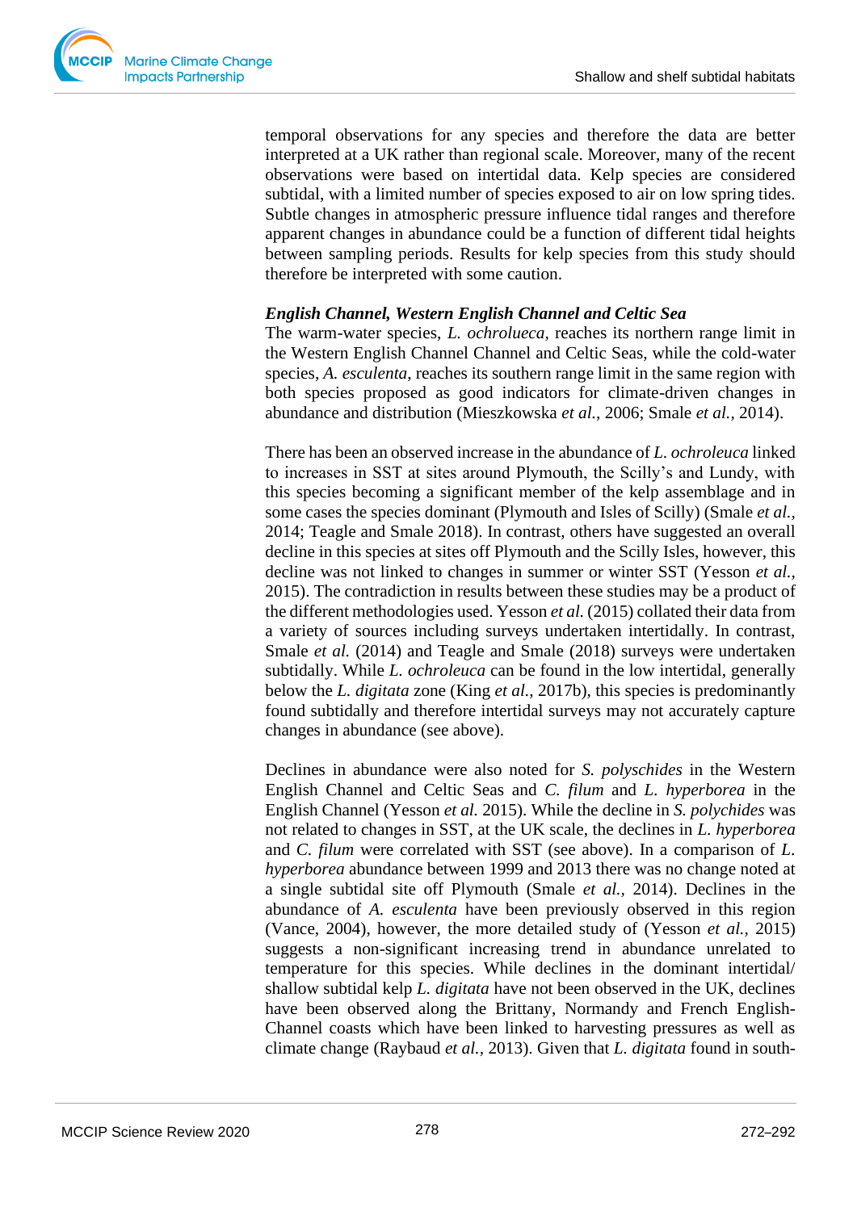temporal observations for any species and therefore the data are better interpreted at a UK rather than regional scale. Moreover, many of the recent observations were based on intertidal data. Kelp species are considered subtidal, with a limited number of species exposed to air on low spring tides. Subtle changes in atmospheric pressure influence tidal ranges and therefore apparent changes in abundance could be a function of different tidal heights between sampling periods. Results for kelp species from this study should therefore be interpreted with some caution.

***English Channel, Western English Channel and Celtic Sea***

The warm-water species, *L. ochrolueca*, reaches its northern range limit in the Western English Channel Channel and Celtic Seas, while the cold-water species, *A. esculenta*, reaches its southern range limit in the same region with both species proposed as good indicators for climate-driven changes in abundance and distribution (Mieszkowska *et al.*, 2006; Smale *et al.*, 2014).

There has been an observed increase in the abundance of *L. ochroleuca* linked to increases in SST at sites around Plymouth, the Scilly's and Lundy, with this species becoming a significant member of the kelp assemblage and in some cases the species dominant (Plymouth and Isles of Scilly) (Smale *et al.*, 2014; Teagle and Smale 2018). In contrast, others have suggested an overall decline in this species at sites off Plymouth and the Scilly Isles, however, this decline was not linked to changes in summer or winter SST (Yesson *et al.*, 2015). The contradiction in results between these studies may be a product of the different methodologies used. Yesson *et al.* (2015) collated their data from a variety of sources including surveys undertaken intertidally. In contrast, Smale *et al.* (2014) and Teagle and Smale (2018) surveys were undertaken subtidally. While *L. ochroleuca* can be found in the low intertidal, generally below the *L. digitata* zone (King *et al.*, 2017b), this species is predominantly found subtidally and therefore intertidal surveys may not accurately capture changes in abundance (see above).

Declines in abundance were also noted for *S. polyschides* in the Western English Channel and Celtic Seas and *C. filum* and *L. hyperborea* in the English Channel (Yesson *et al.* 2015). While the decline in *S. polychides* was not related to changes in SST, at the UK scale, the declines in *L. hyperborea* and *C. filum* were correlated with SST (see above). In a comparison of *L. hyperborea* abundance between 1999 and 2013 there was no change noted at a single subtidal site off Plymouth (Smale *et al.*, 2014). Declines in the abundance of *A. esculenta* have been previously observed in this region (Vance, 2004), however, the more detailed study of (Yesson *et al.*, 2015) suggests a non-significant increasing trend in abundance unrelated to temperature for this species. While declines in the dominant intertidal/ shallow subtidal kelp *L. digitata* have not been observed in the UK, declines have been observed along the Brittany, Normandy and French English-Channel coasts which have been linked to harvesting pressures as well as climate change (Raybaud *et al.*, 2013). Given that *L. digitata* found in south-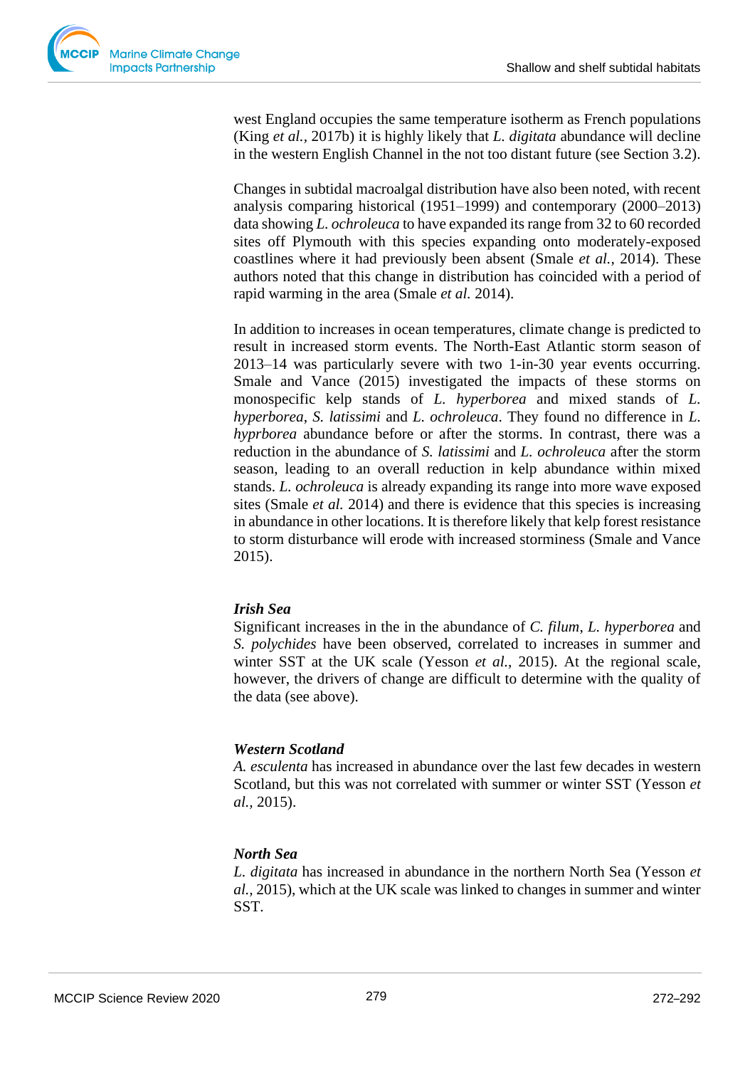west England occupies the same temperature isotherm as French populations (King *et al.*, 2017b) it is highly likely that *L. digitata* abundance will decline in the western English Channel in the not too distant future (see Section 3.2).

Changes in subtidal macroalgal distribution have also been noted, with recent analysis comparing historical (1951–1999) and contemporary (2000–2013) data showing *L. ochroleuca* to have expanded its range from 32 to 60 recorded sites off Plymouth with this species expanding onto moderately-exposed coastlines where it had previously been absent (Smale *et al.*, 2014). These authors noted that this change in distribution has coincided with a period of rapid warming in the area (Smale *et al.* 2014).

In addition to increases in ocean temperatures, climate change is predicted to result in increased storm events. The North-East Atlantic storm season of 2013–14 was particularly severe with two 1-in-30 year events occurring. Smale and Vance (2015) investigated the impacts of these storms on monospecific kelp stands of *L. hyperborea* and mixed stands of *L. hyperborea*, *S. latissimi* and *L. ochroleuca*. They found no difference in *L. hyprborea* abundance before or after the storms. In contrast, there was a reduction in the abundance of *S. latissimi* and *L. ochroleuca* after the storm season, leading to an overall reduction in kelp abundance within mixed stands. *L. ochroleuca* is already expanding its range into more wave exposed sites (Smale *et al.* 2014) and there is evidence that this species is increasing in abundance in other locations. It is therefore likely that kelp forest resistance to storm disturbance will erode with increased storminess (Smale and Vance 2015).

***Irish Sea***

Significant increases in the in the abundance of *C. filum*, *L. hyperborea* and *S. polychides* have been observed, correlated to increases in summer and winter SST at the UK scale (Yesson *et al.*, 2015). At the regional scale, however, the drivers of change are difficult to determine with the quality of the data (see above).

***Western Scotland***

*A. esculenta* has increased in abundance over the last few decades in western Scotland, but this was not correlated with summer or winter SST (Yesson *et al.*, 2015).

***North Sea***

*L. digitata* has increased in abundance in the northern North Sea (Yesson *et al.*, 2015), which at the UK scale was linked to changes in summer and winter SST.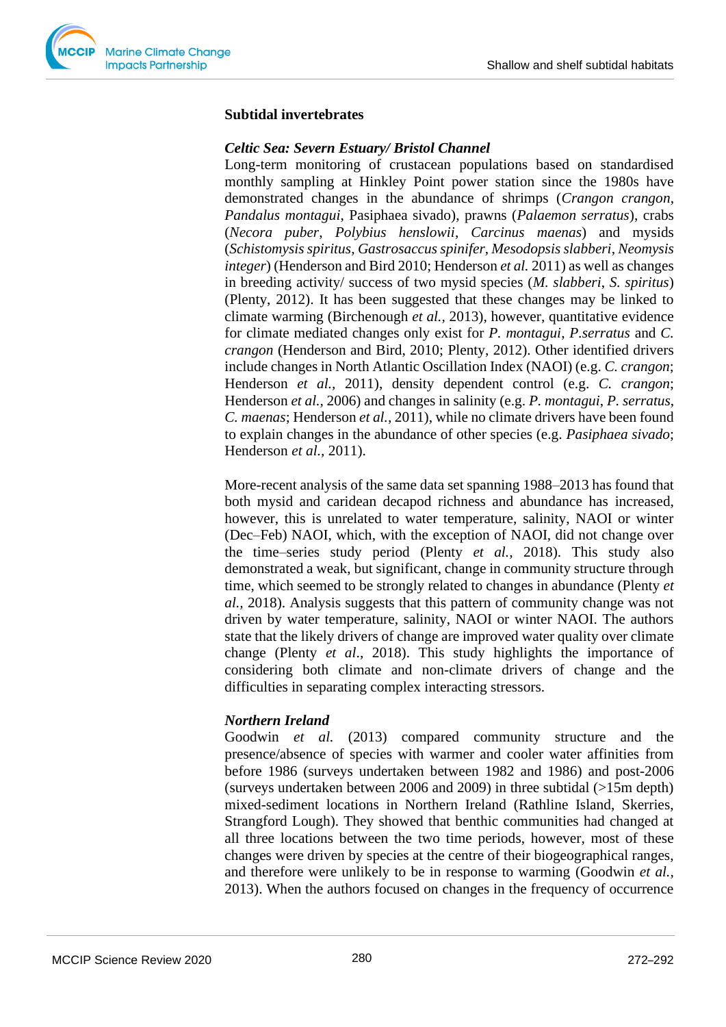**Subtidal invertebrates**

***Celtic Sea: Severn Estuary/ Bristol Channel***

Long-term monitoring of crustacean populations based on standardised monthly sampling at Hinkley Point power station since the 1980s have demonstrated changes in the abundance of shrimps (*Crangon crangon*, *Pandalus montagui*, Pasiphaea sivado), prawns (*Palaemon serratus*), crabs (*Necora puber*, *Polybius henslowii*, *Carcinus maenas*) and mysids (*Schistomysis spiritus*, *Gastrosaccus spinifer*, *Mesodopsis slabberi*, *Neomysis integer*) (Henderson and Bird 2010; Henderson *et al.* 2011) as well as changes in breeding activity/ success of two mysid species (*M. slabberi*, *S. spiritus*) (Plenty, 2012). It has been suggested that these changes may be linked to climate warming (Birchenough *et al.*, 2013), however, quantitative evidence for climate mediated changes only exist for *P. montagui*, *P.serratus* and *C. crangon* (Henderson and Bird, 2010; Plenty, 2012). Other identified drivers include changes in North Atlantic Oscillation Index (NAOI) (e.g. *C. crangon*; Henderson *et al.*, 2011), density dependent control (e.g. *C. crangon*; Henderson *et al.*, 2006) and changes in salinity (e.g. *P. montagui*, *P. serratus*, *C. maenas*; Henderson *et al.*, 2011), while no climate drivers have been found to explain changes in the abundance of other species (e.g. *Pasiphaea sivado*; Henderson *et al.*, 2011).

More-recent analysis of the same data set spanning 1988–2013 has found that both mysid and caridean decapod richness and abundance has increased, however, this is unrelated to water temperature, salinity, NAOI or winter (Dec–Feb) NAOI, which, with the exception of NAOI, did not change over the time–series study period (Plenty *et al.*, 2018). This study also demonstrated a weak, but significant, change in community structure through time, which seemed to be strongly related to changes in abundance (Plenty *et al.*, 2018). Analysis suggests that this pattern of community change was not driven by water temperature, salinity, NAOI or winter NAOI. The authors state that the likely drivers of change are improved water quality over climate change (Plenty *et al.*, 2018). This study highlights the importance of considering both climate and non-climate drivers of change and the difficulties in separating complex interacting stressors.

***Northern Ireland***

Goodwin *et al.* (2013) compared community structure and the presence/absence of species with warmer and cooler water affinities from before 1986 (surveys undertaken between 1982 and 1986) and post-2006 (surveys undertaken between 2006 and 2009) in three subtidal (>15m depth) mixed-sediment locations in Northern Ireland (Rathline Island, Skerries, Strangford Lough). They showed that benthic communities had changed at all three locations between the two time periods, however, most of these changes were driven by species at the centre of their biogeographical ranges, and therefore were unlikely to be in response to warming (Goodwin *et al.*, 2013). When the authors focused on changes in the frequency of occurrence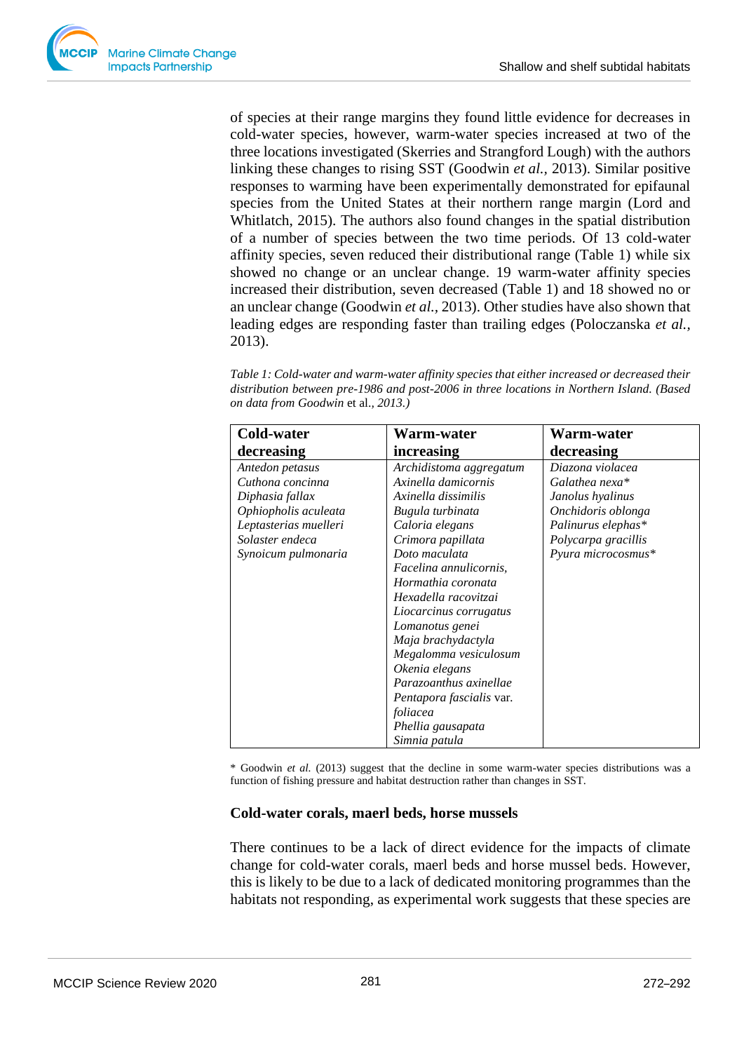of species at their range margins they found little evidence for decreases in cold-water species, however, warm-water species increased at two of the three locations investigated (Skerries and Strangford Lough) with the authors linking these changes to rising SST (Goodwin *et al.*, 2013). Similar positive responses to warming have been experimentally demonstrated for epifaunal species from the United States at their northern range margin (Lord and Whitlatch, 2015). The authors also found changes in the spatial distribution of a number of species between the two time periods. Of 13 cold-water affinity species, seven reduced their distributional range (Table 1) while six showed no change or an unclear change. 19 warm-water affinity species increased their distribution, seven decreased (Table 1) and 18 showed no or an unclear change (Goodwin *et al.*, 2013). Other studies have also shown that leading edges are responding faster than trailing edges (Poloczanska *et al.*, 2013).

*Table 1: Cold-water and warm-water affinity species that either increased or decreased their distribution between pre-1986 and post-2006 in three locations in Northern Island. (Based on data from Goodwin* et al.*, 2013.)*

| Cold-water decreasing | Warm-water increasing | Warm-water decreasing |
|---|---|---|
| *Antedon petasus* | *Archidistoma aggregatum* | *Diazona violacea* |
| *Cuthona concinna* | *Axinella damicornis* | *Galathea nexa** |
| *Diphasia fallax* | *Axinella dissimilis* | *Janolus hyalinus* |
| *Ophiopholis aculeata* | *Bugula turbinata* | *Onchidoris oblonga* |
| *Leptasterias muelleri* | *Caloria elegans* | *Palinurus elephas** |
| *Solaster endeca* | *Crimora papillata* | *Polycarpa gracillis* |
| *Synoicum pulmonaria* | *Doto maculata* | *Pyura microcosmus** |
| | *Facelina annulicornis,* | |
| | *Hormathia coronata* | |
| | *Hexadella racovitzai* | |
| | *Liocarcinus corrugatus* | |
| | *Lomanotus genei* | |
| | *Maja brachydactyla* | |
| | *Megalomma vesiculosum* | |
| | *Okenia elegans* | |
| | *Parazoanthus axinellae* | |
| | *Pentapora fascialis* var. *foliacea* | |
| | *Phellia gausapata* | |
| | *Simnia patula* | |

\* Goodwin *et al.* (2013) suggest that the decline in some warm-water species distributions was a function of fishing pressure and habitat destruction rather than changes in SST.

### Cold-water corals, maerl beds, horse mussels

There continues to be a lack of direct evidence for the impacts of climate change for cold-water corals, maerl beds and horse mussel beds. However, this is likely to be due to a lack of dedicated monitoring programmes than the habitats not responding, as experimental work suggests that these species are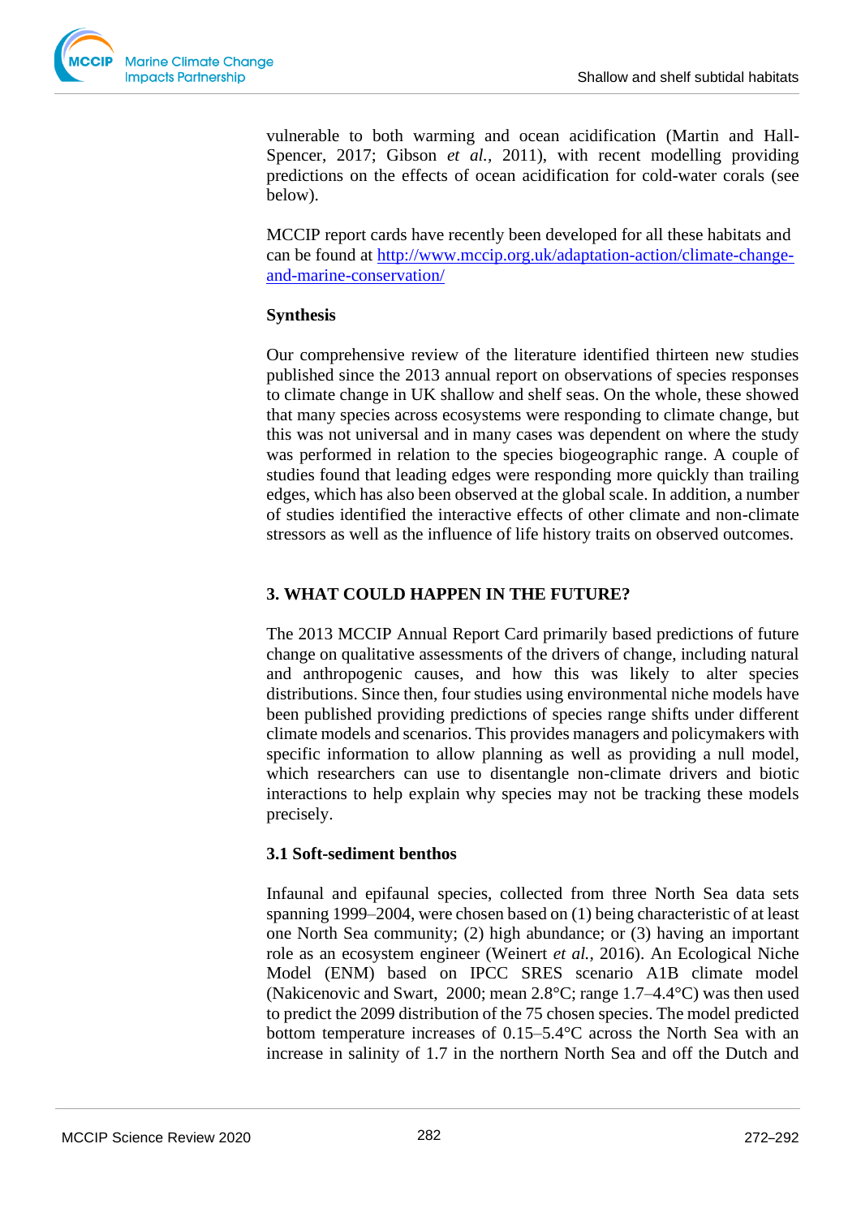vulnerable to both warming and ocean acidification (Martin and Hall-Spencer, 2017; Gibson *et al.*, 2011), with recent modelling providing predictions on the effects of ocean acidification for cold-water corals (see below).

MCCIP report cards have recently been developed for all these habitats and can be found at [http://www.mccip.org.uk/adaptation-action/climate-change-and-marine-conservation/](http://www.mccip.org.uk/adaptation-action/climate-change-and-marine-conservation/)

**Synthesis**

Our comprehensive review of the literature identified thirteen new studies published since the 2013 annual report on observations of species responses to climate change in UK shallow and shelf seas. On the whole, these showed that many species across ecosystems were responding to climate change, but this was not universal and in many cases was dependent on where the study was performed in relation to the species biogeographic range. A couple of studies found that leading edges were responding more quickly than trailing edges, which has also been observed at the global scale. In addition, a number of studies identified the interactive effects of other climate and non-climate stressors as well as the influence of life history traits on observed outcomes.

## 3. WHAT COULD HAPPEN IN THE FUTURE?

The 2013 MCCIP Annual Report Card primarily based predictions of future change on qualitative assessments of the drivers of change, including natural and anthropogenic causes, and how this was likely to alter species distributions. Since then, four studies using environmental niche models have been published providing predictions of species range shifts under different climate models and scenarios. This provides managers and policymakers with specific information to allow planning as well as providing a null model, which researchers can use to disentangle non-climate drivers and biotic interactions to help explain why species may not be tracking these models precisely.

### 3.1 Soft-sediment benthos

Infaunal and epifaunal species, collected from three North Sea data sets spanning 1999–2004, were chosen based on (1) being characteristic of at least one North Sea community; (2) high abundance; or (3) having an important role as an ecosystem engineer (Weinert *et al.*, 2016). An Ecological Niche Model (ENM) based on IPCC SRES scenario A1B climate model (Nakicenovic and Swart, 2000; mean 2.8°C; range 1.7–4.4°C) was then used to predict the 2099 distribution of the 75 chosen species. The model predicted bottom temperature increases of 0.15–5.4°C across the North Sea with an increase in salinity of 1.7 in the northern North Sea and off the Dutch and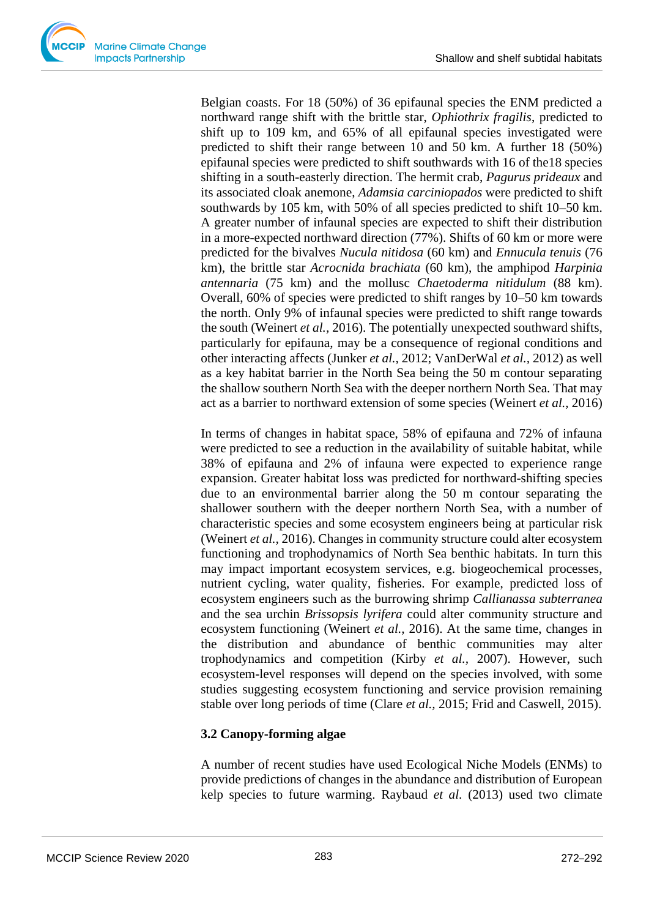Belgian coasts. For 18 (50%) of 36 epifaunal species the ENM predicted a northward range shift with the brittle star, *Ophiothrix fragilis*, predicted to shift up to 109 km, and 65% of all epifaunal species investigated were predicted to shift their range between 10 and 50 km. A further 18 (50%) epifaunal species were predicted to shift southwards with 16 of the18 species shifting in a south-easterly direction. The hermit crab, *Pagurus prideaux* and its associated cloak anemone, *Adamsia carciniopados* were predicted to shift southwards by 105 km, with 50% of all species predicted to shift 10–50 km. A greater number of infaunal species are expected to shift their distribution in a more-expected northward direction (77%). Shifts of 60 km or more were predicted for the bivalves *Nucula nitidosa* (60 km) and *Ennucula tenuis* (76 km), the brittle star *Acrocnida brachiata* (60 km), the amphipod *Harpinia antennaria* (75 km) and the mollusc *Chaetoderma nitidulum* (88 km). Overall, 60% of species were predicted to shift ranges by 10–50 km towards the north. Only 9% of infaunal species were predicted to shift range towards the south (Weinert *et al.,* 2016). The potentially unexpected southward shifts, particularly for epifauna, may be a consequence of regional conditions and other interacting affects (Junker *et al.,* 2012; VanDerWal *et al.,* 2012) as well as a key habitat barrier in the North Sea being the 50 m contour separating the shallow southern North Sea with the deeper northern North Sea. That may act as a barrier to northward extension of some species (Weinert *et al.,* 2016)

In terms of changes in habitat space, 58% of epifauna and 72% of infauna were predicted to see a reduction in the availability of suitable habitat, while 38% of epifauna and 2% of infauna were expected to experience range expansion. Greater habitat loss was predicted for northward-shifting species due to an environmental barrier along the 50 m contour separating the shallower southern with the deeper northern North Sea, with a number of characteristic species and some ecosystem engineers being at particular risk (Weinert *et al.,* 2016). Changes in community structure could alter ecosystem functioning and trophodynamics of North Sea benthic habitats. In turn this may impact important ecosystem services, e.g. biogeochemical processes, nutrient cycling, water quality, fisheries. For example, predicted loss of ecosystem engineers such as the burrowing shrimp *Callianassa subterranea* and the sea urchin *Brissopsis lyrifera* could alter community structure and ecosystem functioning (Weinert *et al.,* 2016). At the same time, changes in the distribution and abundance of benthic communities may alter trophodynamics and competition (Kirby *et al.,* 2007). However, such ecosystem-level responses will depend on the species involved, with some studies suggesting ecosystem functioning and service provision remaining stable over long periods of time (Clare *et al.,* 2015; Frid and Caswell, 2015).

### 3.2 Canopy-forming algae

A number of recent studies have used Ecological Niche Models (ENMs) to provide predictions of changes in the abundance and distribution of European kelp species to future warming. Raybaud *et al.* (2013) used two climate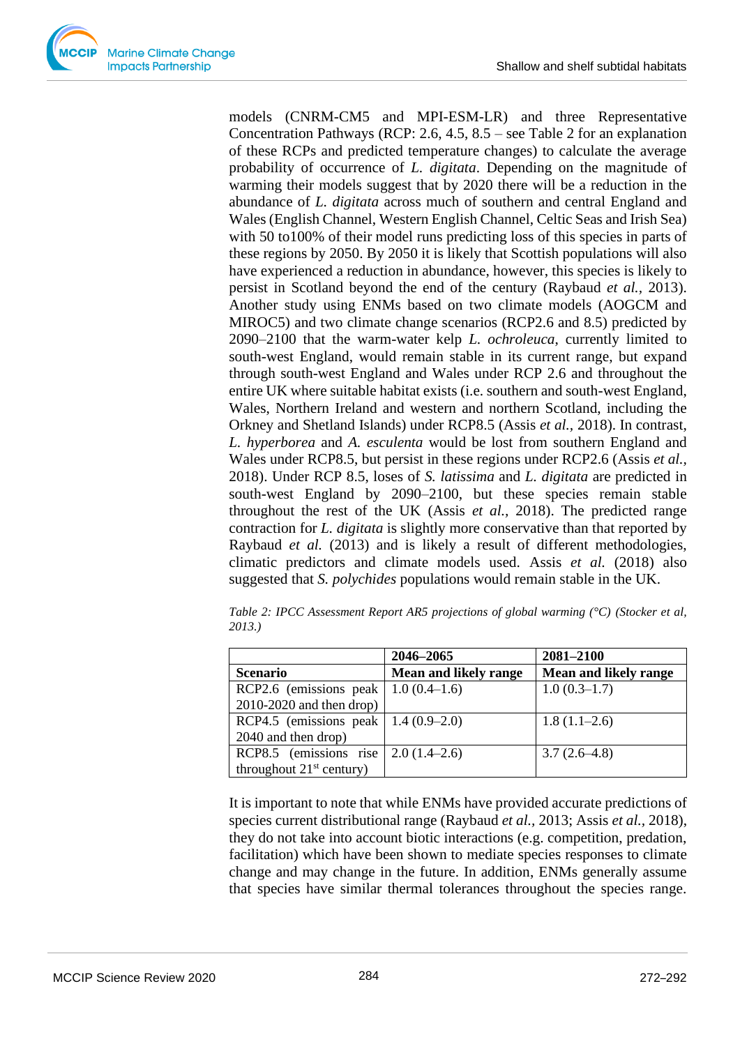models (CNRM-CM5 and MPI-ESM-LR) and three Representative Concentration Pathways (RCP: 2.6, 4.5, 8.5 – see Table 2 for an explanation of these RCPs and predicted temperature changes) to calculate the average probability of occurrence of *L. digitata*. Depending on the magnitude of warming their models suggest that by 2020 there will be a reduction in the abundance of *L. digitata* across much of southern and central England and Wales (English Channel, Western English Channel, Celtic Seas and Irish Sea) with 50 to100% of their model runs predicting loss of this species in parts of these regions by 2050. By 2050 it is likely that Scottish populations will also have experienced a reduction in abundance, however, this species is likely to persist in Scotland beyond the end of the century (Raybaud *et al.*, 2013). Another study using ENMs based on two climate models (AOGCM and MIROC5) and two climate change scenarios (RCP2.6 and 8.5) predicted by 2090–2100 that the warm-water kelp *L. ochroleuca*, currently limited to south-west England, would remain stable in its current range, but expand through south-west England and Wales under RCP 2.6 and throughout the entire UK where suitable habitat exists (i.e. southern and south-west England, Wales, Northern Ireland and western and northern Scotland, including the Orkney and Shetland Islands) under RCP8.5 (Assis *et al.*, 2018). In contrast, *L. hyperborea* and *A. esculenta* would be lost from southern England and Wales under RCP8.5, but persist in these regions under RCP2.6 (Assis *et al.*, 2018). Under RCP 8.5, loses of *S. latissima* and *L. digitata* are predicted in south-west England by 2090–2100, but these species remain stable throughout the rest of the UK (Assis *et al.*, 2018). The predicted range contraction for *L. digitata* is slightly more conservative than that reported by Raybaud *et al.* (2013) and is likely a result of different methodologies, climatic predictors and climate models used. Assis *et al.* (2018) also suggested that *S. polychides* populations would remain stable in the UK.

*Table 2: IPCC Assessment Report AR5 projections of global warming (°C) (Stocker et al, 2013.)*

| | **2046–2065** | **2081–2100** |
|---|---|---|
| **Scenario** | **Mean and likely range** | **Mean and likely range** |
| RCP2.6 (emissions peak 2010-2020 and then drop) | 1.0 (0.4–1.6) | 1.0 (0.3–1.7) |
| RCP4.5 (emissions peak 2040 and then drop) | 1.4 (0.9–2.0) | 1.8 (1.1–2.6) |
| RCP8.5 (emissions rise throughout 21st century) | 2.0 (1.4–2.6) | 3.7 (2.6–4.8) |

It is important to note that while ENMs have provided accurate predictions of species current distributional range (Raybaud *et al.*, 2013; Assis *et al.*, 2018), they do not take into account biotic interactions (e.g. competition, predation, facilitation) which have been shown to mediate species responses to climate change and may change in the future. In addition, ENMs generally assume that species have similar thermal tolerances throughout the species range.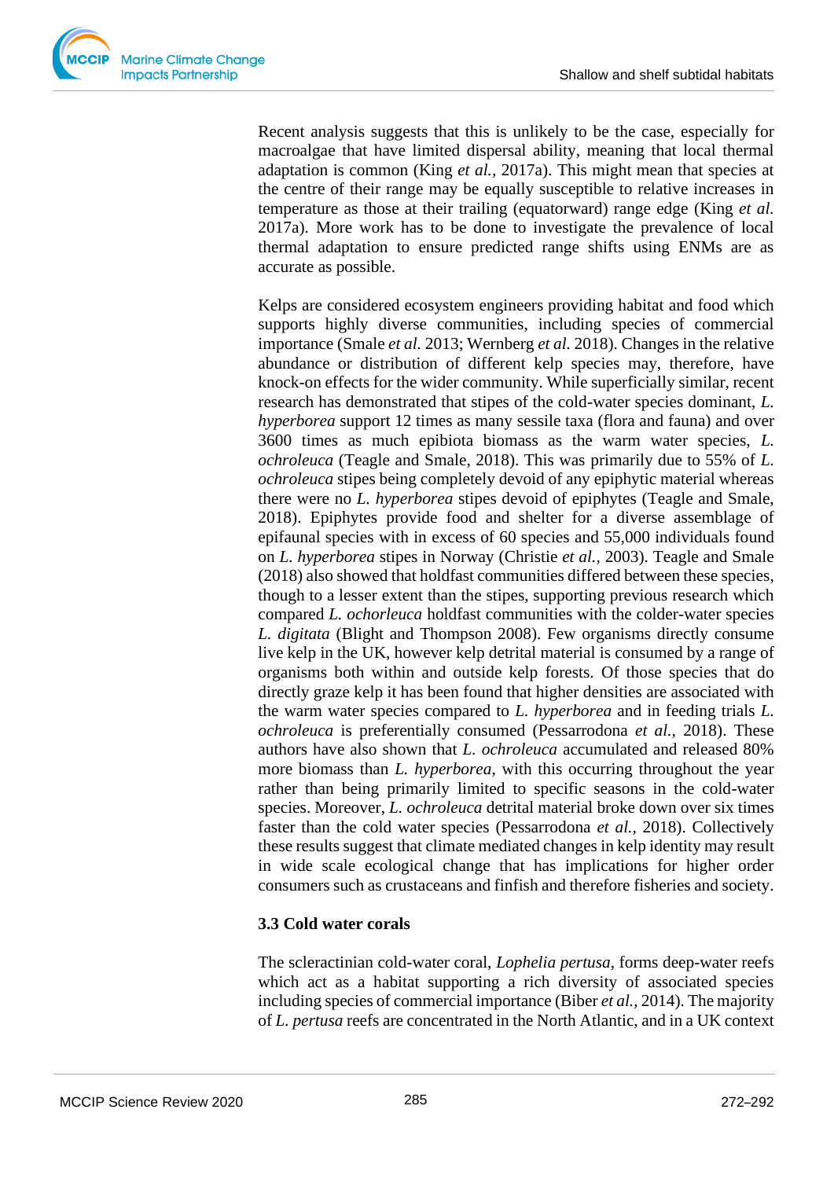Recent analysis suggests that this is unlikely to be the case, especially for macroalgae that have limited dispersal ability, meaning that local thermal adaptation is common (King *et al.*, 2017a). This might mean that species at the centre of their range may be equally susceptible to relative increases in temperature as those at their trailing (equatorward) range edge (King *et al.* 2017a). More work has to be done to investigate the prevalence of local thermal adaptation to ensure predicted range shifts using ENMs are as accurate as possible.

Kelps are considered ecosystem engineers providing habitat and food which supports highly diverse communities, including species of commercial importance (Smale *et al.* 2013; Wernberg *et al.* 2018). Changes in the relative abundance or distribution of different kelp species may, therefore, have knock-on effects for the wider community. While superficially similar, recent research has demonstrated that stipes of the cold-water species dominant, *L. hyperborea* support 12 times as many sessile taxa (flora and fauna) and over 3600 times as much epibiota biomass as the warm water species, *L. ochroleuca* (Teagle and Smale, 2018). This was primarily due to 55% of *L. ochroleuca* stipes being completely devoid of any epiphytic material whereas there were no *L. hyperborea* stipes devoid of epiphytes (Teagle and Smale, 2018). Epiphytes provide food and shelter for a diverse assemblage of epifaunal species with in excess of 60 species and 55,000 individuals found on *L. hyperborea* stipes in Norway (Christie *et al.*, 2003). Teagle and Smale (2018) also showed that holdfast communities differed between these species, though to a lesser extent than the stipes, supporting previous research which compared *L. ochorleuca* holdfast communities with the colder-water species *L. digitata* (Blight and Thompson 2008). Few organisms directly consume live kelp in the UK, however kelp detrital material is consumed by a range of organisms both within and outside kelp forests. Of those species that do directly graze kelp it has been found that higher densities are associated with the warm water species compared to *L. hyperborea* and in feeding trials *L. ochroleuca* is preferentially consumed (Pessarrodona *et al.*, 2018). These authors have also shown that *L. ochroleuca* accumulated and released 80% more biomass than *L. hyperborea*, with this occurring throughout the year rather than being primarily limited to specific seasons in the cold-water species. Moreover, *L. ochroleuca* detrital material broke down over six times faster than the cold water species (Pessarrodona *et al.*, 2018). Collectively these results suggest that climate mediated changes in kelp identity may result in wide scale ecological change that has implications for higher order consumers such as crustaceans and finfish and therefore fisheries and society.

### 3.3 Cold water corals

The scleractinian cold-water coral, *Lophelia pertusa*, forms deep-water reefs which act as a habitat supporting a rich diversity of associated species including species of commercial importance (Biber *et al.*, 2014). The majority of *L. pertusa* reefs are concentrated in the North Atlantic, and in a UK context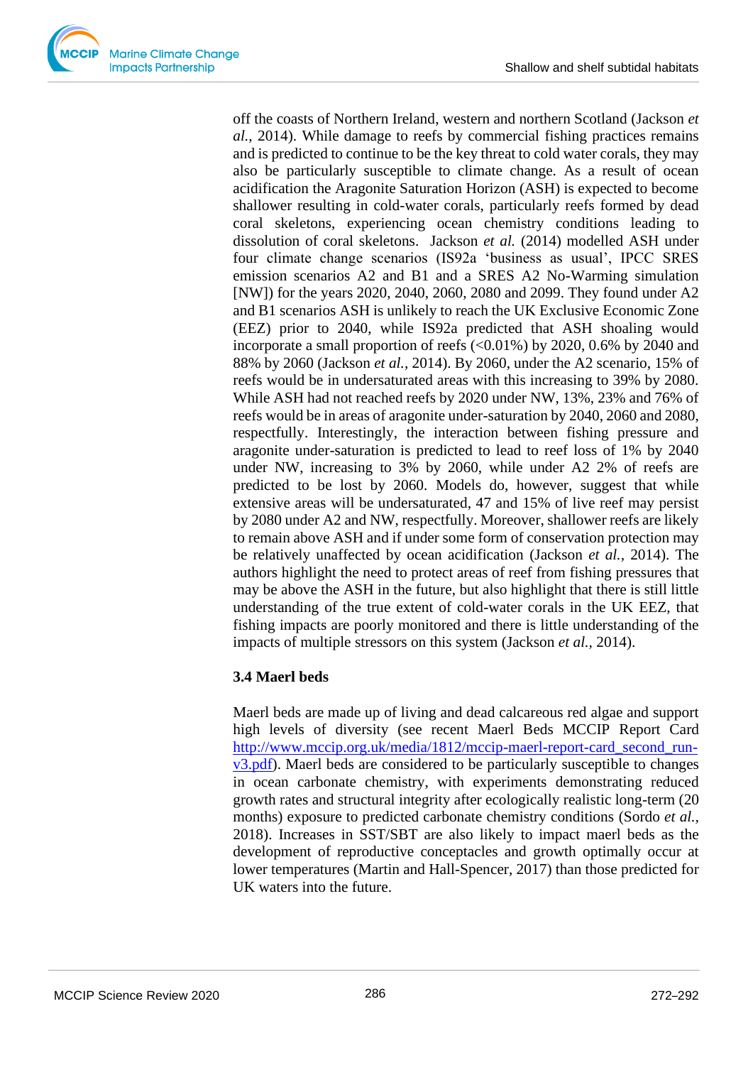off the coasts of Northern Ireland, western and northern Scotland (Jackson *et al.*, 2014). While damage to reefs by commercial fishing practices remains and is predicted to continue to be the key threat to cold water corals, they may also be particularly susceptible to climate change. As a result of ocean acidification the Aragonite Saturation Horizon (ASH) is expected to become shallower resulting in cold-water corals, particularly reefs formed by dead coral skeletons, experiencing ocean chemistry conditions leading to dissolution of coral skeletons. Jackson *et al.* (2014) modelled ASH under four climate change scenarios (IS92a 'business as usual', IPCC SRES emission scenarios A2 and B1 and a SRES A2 No-Warming simulation [NW]) for the years 2020, 2040, 2060, 2080 and 2099. They found under A2 and B1 scenarios ASH is unlikely to reach the UK Exclusive Economic Zone (EEZ) prior to 2040, while IS92a predicted that ASH shoaling would incorporate a small proportion of reefs (<0.01%) by 2020, 0.6% by 2040 and 88% by 2060 (Jackson *et al.*, 2014). By 2060, under the A2 scenario, 15% of reefs would be in undersaturated areas with this increasing to 39% by 2080. While ASH had not reached reefs by 2020 under NW, 13%, 23% and 76% of reefs would be in areas of aragonite under-saturation by 2040, 2060 and 2080, respectfully. Interestingly, the interaction between fishing pressure and aragonite under-saturation is predicted to lead to reef loss of 1% by 2040 under NW, increasing to 3% by 2060, while under A2 2% of reefs are predicted to be lost by 2060. Models do, however, suggest that while extensive areas will be undersaturated, 47 and 15% of live reef may persist by 2080 under A2 and NW, respectfully. Moreover, shallower reefs are likely to remain above ASH and if under some form of conservation protection may be relatively unaffected by ocean acidification (Jackson *et al.*, 2014). The authors highlight the need to protect areas of reef from fishing pressures that may be above the ASH in the future, but also highlight that there is still little understanding of the true extent of cold-water corals in the UK EEZ, that fishing impacts are poorly monitored and there is little understanding of the impacts of multiple stressors on this system (Jackson *et al.*, 2014).

### 3.4 Maerl beds

Maerl beds are made up of living and dead calcareous red algae and support high levels of diversity (see recent Maerl Beds MCCIP Report Card http://www.mccip.org.uk/media/1812/mccip-maerl-report-card_second_run-v3.pdf). Maerl beds are considered to be particularly susceptible to changes in ocean carbonate chemistry, with experiments demonstrating reduced growth rates and structural integrity after ecologically realistic long-term (20 months) exposure to predicted carbonate chemistry conditions (Sordo *et al.*, 2018). Increases in SST/SBT are also likely to impact maerl beds as the development of reproductive conceptacles and growth optimally occur at lower temperatures (Martin and Hall-Spencer, 2017) than those predicted for UK waters into the future.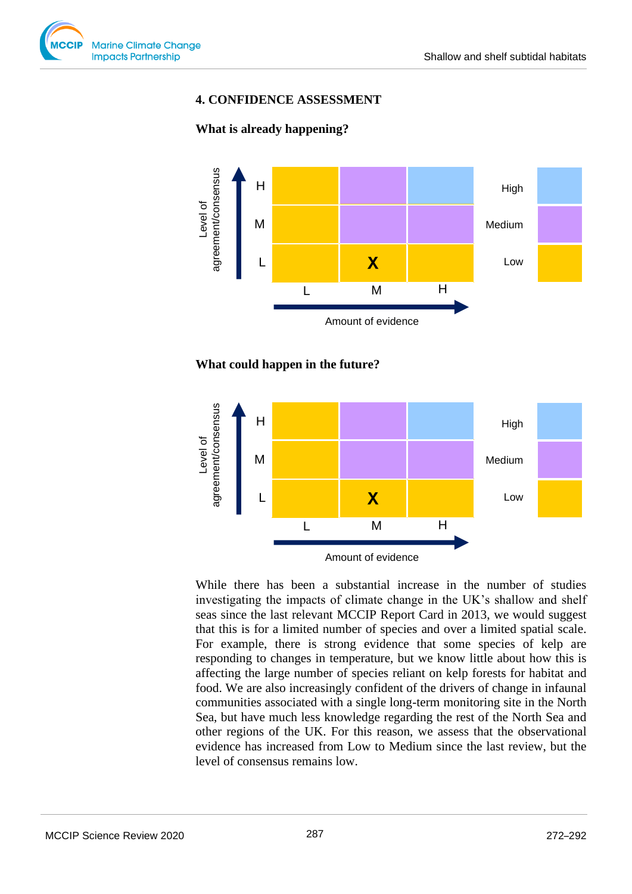## 4. CONFIDENCE ASSESSMENT

### What is already happening?

| Level of agreement/consensus | L | M | H |
|---|---|---|---|
| H | | | |
| M | | | |
| L | | X | |

Amount of evidence

High / Medium / Low

### What could happen in the future?

| Level of agreement/consensus | L | M | H |
|---|---|---|---|
| H | | | |
| M | | | |
| L | | X | |

Amount of evidence

High / Medium / Low

While there has been a substantial increase in the number of studies investigating the impacts of climate change in the UK's shallow and shelf seas since the last relevant MCCIP Report Card in 2013, we would suggest that this is for a limited number of species and over a limited spatial scale. For example, there is strong evidence that some species of kelp are responding to changes in temperature, but we know little about how this is affecting the large number of species reliant on kelp forests for habitat and food. We are also increasingly confident of the drivers of change in infaunal communities associated with a single long-term monitoring site in the North Sea, but have much less knowledge regarding the rest of the North Sea and other regions of the UK. For this reason, we assess that the observational evidence has increased from Low to Medium since the last review, but the level of consensus remains low.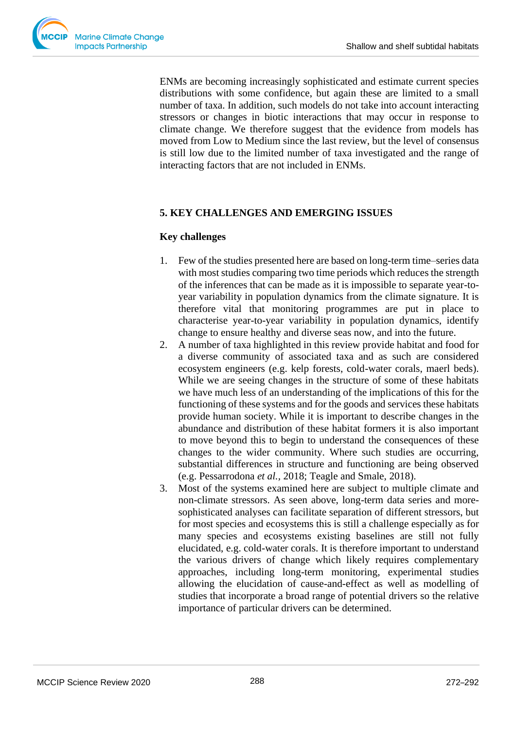ENMs are becoming increasingly sophisticated and estimate current species distributions with some confidence, but again these are limited to a small number of taxa. In addition, such models do not take into account interacting stressors or changes in biotic interactions that may occur in response to climate change. We therefore suggest that the evidence from models has moved from Low to Medium since the last review, but the level of consensus is still low due to the limited number of taxa investigated and the range of interacting factors that are not included in ENMs.

## 5. KEY CHALLENGES AND EMERGING ISSUES

### Key challenges

1. Few of the studies presented here are based on long-term time–series data with most studies comparing two time periods which reduces the strength of the inferences that can be made as it is impossible to separate year-to-year variability in population dynamics from the climate signature. It is therefore vital that monitoring programmes are put in place to characterise year-to-year variability in population dynamics, identify change to ensure healthy and diverse seas now, and into the future.
2. A number of taxa highlighted in this review provide habitat and food for a diverse community of associated taxa and as such are considered ecosystem engineers (e.g. kelp forests, cold-water corals, maerl beds). While we are seeing changes in the structure of some of these habitats we have much less of an understanding of the implications of this for the functioning of these systems and for the goods and services these habitats provide human society. While it is important to describe changes in the abundance and distribution of these habitat formers it is also important to move beyond this to begin to understand the consequences of these changes to the wider community. Where such studies are occurring, substantial differences in structure and functioning are being observed (e.g. Pessarrodona *et al.*, 2018; Teagle and Smale, 2018).
3. Most of the systems examined here are subject to multiple climate and non-climate stressors. As seen above, long-term data series and more-sophisticated analyses can facilitate separation of different stressors, but for most species and ecosystems this is still a challenge especially as for many species and ecosystems existing baselines are still not fully elucidated, e.g. cold-water corals. It is therefore important to understand the various drivers of change which likely requires complementary approaches, including long-term monitoring, experimental studies allowing the elucidation of cause-and-effect as well as modelling of studies that incorporate a broad range of potential drivers so the relative importance of particular drivers can be determined.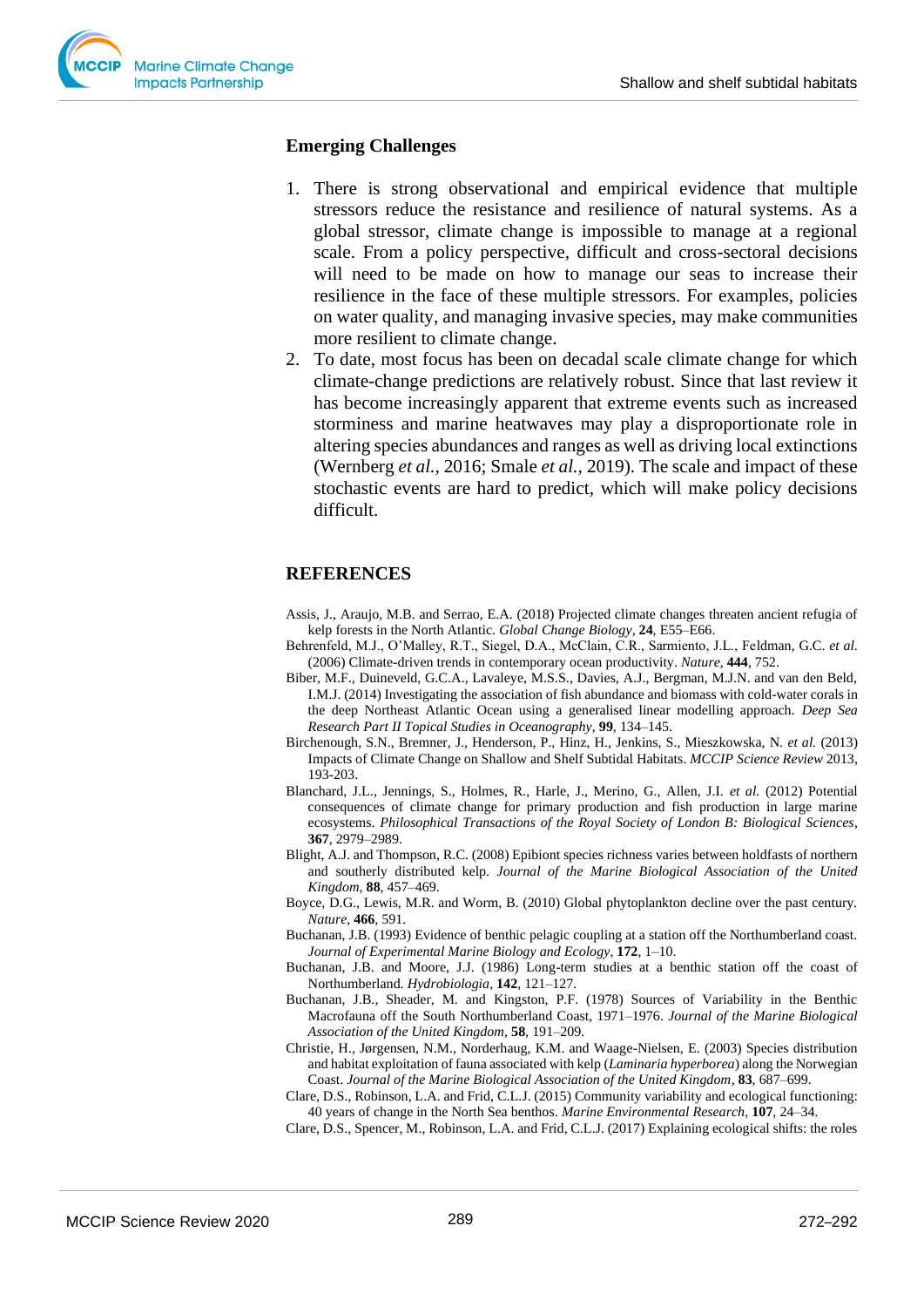## Emerging Challenges

1. There is strong observational and empirical evidence that multiple stressors reduce the resistance and resilience of natural systems. As a global stressor, climate change is impossible to manage at a regional scale. From a policy perspective, difficult and cross-sectoral decisions will need to be made on how to manage our seas to increase their resilience in the face of these multiple stressors. For examples, policies on water quality, and managing invasive species, may make communities more resilient to climate change.
2. To date, most focus has been on decadal scale climate change for which climate-change predictions are relatively robust. Since that last review it has become increasingly apparent that extreme events such as increased storminess and marine heatwaves may play a disproportionate role in altering species abundances and ranges as well as driving local extinctions (Wernberg *et al.*, 2016; Smale *et al.*, 2019). The scale and impact of these stochastic events are hard to predict, which will make policy decisions difficult.

## REFERENCES

Assis, J., Araujo, M.B. and Serrao, E.A. (2018) Projected climate changes threaten ancient refugia of kelp forests in the North Atlantic. *Global Change Biology*, **24**, E55–E66.

Behrenfeld, M.J., O'Malley, R.T., Siegel, D.A., McClain, C.R., Sarmiento, J.L., Feldman, G.C. *et al.* (2006) Climate-driven trends in contemporary ocean productivity. *Nature*, **444**, 752.

Biber, M.F., Duineveld, G.C.A., Lavaleye, M.S.S., Davies, A.J., Bergman, M.J.N. and van den Beld, I.M.J. (2014) Investigating the association of fish abundance and biomass with cold-water corals in the deep Northeast Atlantic Ocean using a generalised linear modelling approach. *Deep Sea Research Part II Topical Studies in Oceanography*, **99**, 134–145.

Birchenough, S.N., Bremner, J., Henderson, P., Hinz, H., Jenkins, S., Mieszkowska, N. *et al.* (2013) Impacts of Climate Change on Shallow and Shelf Subtidal Habitats. *MCCIP Science Review* 2013, 193-203.

Blanchard, J.L., Jennings, S., Holmes, R., Harle, J., Merino, G., Allen, J.I. *et al.* (2012) Potential consequences of climate change for primary production and fish production in large marine ecosystems. *Philosophical Transactions of the Royal Society of London B: Biological Sciences*, **367**, 2979–2989.

Blight, A.J. and Thompson, R.C. (2008) Epibiont species richness varies between holdfasts of northern and southerly distributed kelp. *Journal of the Marine Biological Association of the United Kingdom*, **88**, 457–469.

Boyce, D.G., Lewis, M.R. and Worm, B. (2010) Global phytoplankton decline over the past century. *Nature*, **466**, 591.

Buchanan, J.B. (1993) Evidence of benthic pelagic coupling at a station off the Northumberland coast. *Journal of Experimental Marine Biology and Ecology*, **172**, 1–10.

Buchanan, J.B. and Moore, J.J. (1986) Long-term studies at a benthic station off the coast of Northumberland. *Hydrobiologia*, **142**, 121–127.

Buchanan, J.B., Sheader, M. and Kingston, P.F. (1978) Sources of Variability in the Benthic Macrofauna off the South Northumberland Coast, 1971–1976. *Journal of the Marine Biological Association of the United Kingdom*, **58**, 191–209.

Christie, H., Jørgensen, N.M., Norderhaug, K.M. and Waage-Nielsen, E. (2003) Species distribution and habitat exploitation of fauna associated with kelp (*Laminaria hyperborea*) along the Norwegian Coast. *Journal of the Marine Biological Association of the United Kingdom*, **83**, 687–699.

Clare, D.S., Robinson, L.A. and Frid, C.L.J. (2015) Community variability and ecological functioning: 40 years of change in the North Sea benthos. *Marine Environmental Research*, **107**, 24–34.

Clare, D.S., Spencer, M., Robinson, L.A. and Frid, C.L.J. (2017) Explaining ecological shifts: the roles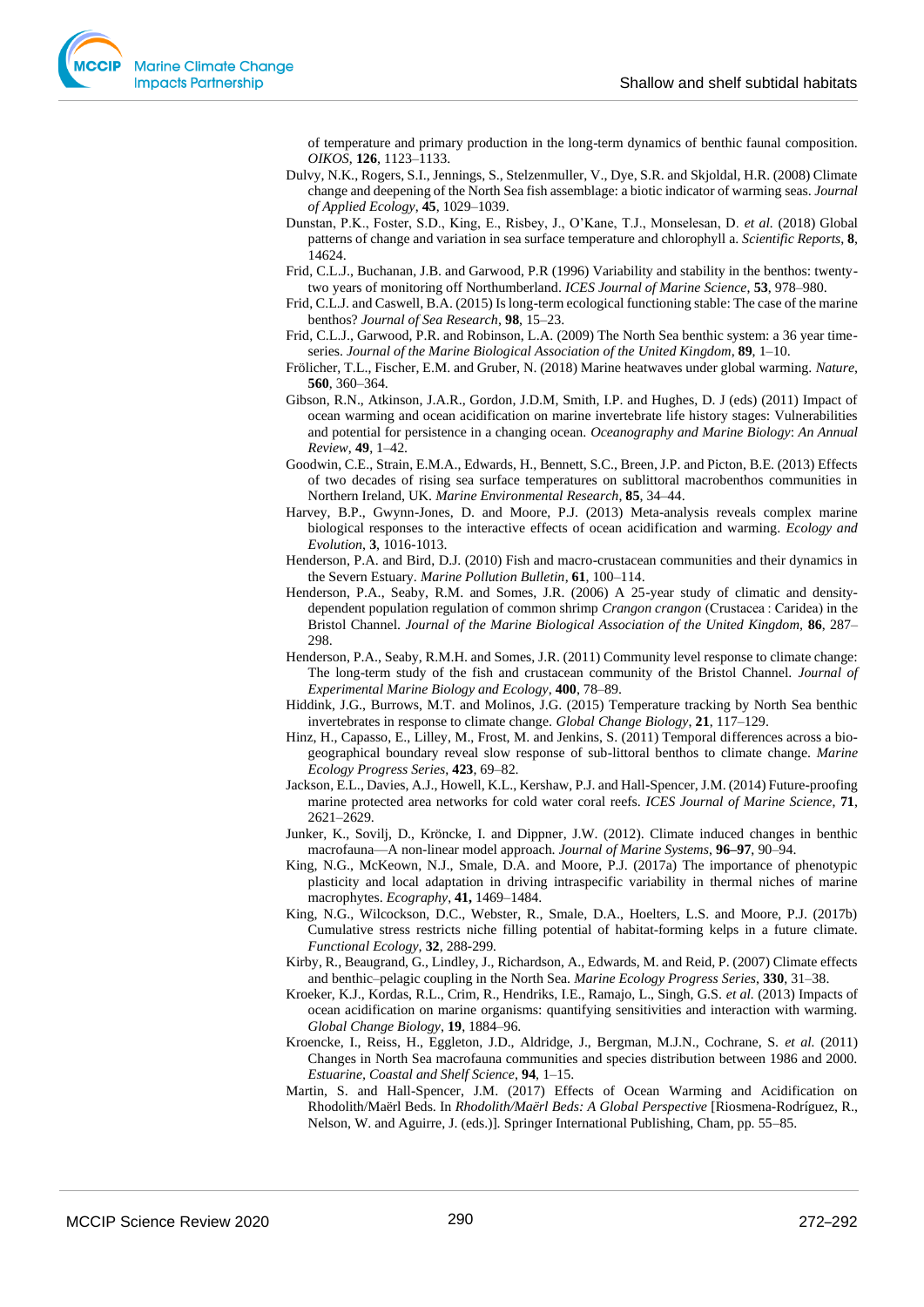of temperature and primary production in the long-term dynamics of benthic faunal composition. *OIKOS*, **126**, 1123–1133.

Dulvy, N.K., Rogers, S.I., Jennings, S., Stelzenmuller, V., Dye, S.R. and Skjoldal, H.R. (2008) Climate change and deepening of the North Sea fish assemblage: a biotic indicator of warming seas. *Journal of Applied Ecology*, **45**, 1029–1039.

Dunstan, P.K., Foster, S.D., King, E., Risbey, J., O'Kane, T.J., Monselesan, D. *et al.* (2018) Global patterns of change and variation in sea surface temperature and chlorophyll a. *Scientific Reports*, **8**, 14624.

Frid, C.L.J., Buchanan, J.B. and Garwood, P.R (1996) Variability and stability in the benthos: twenty-two years of monitoring off Northumberland. *ICES Journal of Marine Science*, **53**, 978–980.

Frid, C.L.J. and Caswell, B.A. (2015) Is long-term ecological functioning stable: The case of the marine benthos? *Journal of Sea Research*, **98**, 15–23.

Frid, C.L.J., Garwood, P.R. and Robinson, L.A. (2009) The North Sea benthic system: a 36 year time-series. *Journal of the Marine Biological Association of the United Kingdom*, **89**, 1–10.

Frölicher, T.L., Fischer, E.M. and Gruber, N. (2018) Marine heatwaves under global warming. *Nature*, **560**, 360–364.

Gibson, R.N., Atkinson, J.A.R., Gordon, J.D.M, Smith, I.P. and Hughes, D. J (eds) (2011) Impact of ocean warming and ocean acidification on marine invertebrate life history stages: Vulnerabilities and potential for persistence in a changing ocean. *Oceanography and Marine Biology*: *An Annual Review*, **49**, 1–42.

Goodwin, C.E., Strain, E.M.A., Edwards, H., Bennett, S.C., Breen, J.P. and Picton, B.E. (2013) Effects of two decades of rising sea surface temperatures on sublittoral macrobenthos communities in Northern Ireland, UK. *Marine Environmental Research*, **85**, 34–44.

Harvey, B.P., Gwynn-Jones, D. and Moore, P.J. (2013) Meta-analysis reveals complex marine biological responses to the interactive effects of ocean acidification and warming. *Ecology and Evolution*, **3**, 1016-1013.

Henderson, P.A. and Bird, D.J. (2010) Fish and macro-crustacean communities and their dynamics in the Severn Estuary. *Marine Pollution Bulletin*, **61**, 100–114.

Henderson, P.A., Seaby, R.M. and Somes, J.R. (2006) A 25-year study of climatic and density-dependent population regulation of common shrimp *Crangon crangon* (Crustacea : Caridea) in the Bristol Channel. *Journal of the Marine Biological Association of the United Kingdom*, **86**, 287–298.

Henderson, P.A., Seaby, R.M.H. and Somes, J.R. (2011) Community level response to climate change: The long-term study of the fish and crustacean community of the Bristol Channel. *Journal of Experimental Marine Biology and Ecology*, **400**, 78–89.

Hiddink, J.G., Burrows, M.T. and Molinos, J.G. (2015) Temperature tracking by North Sea benthic invertebrates in response to climate change. *Global Change Biology*, **21**, 117–129.

Hinz, H., Capasso, E., Lilley, M., Frost, M. and Jenkins, S. (2011) Temporal differences across a bio-geographical boundary reveal slow response of sub-littoral benthos to climate change. *Marine Ecology Progress Series*, **423**, 69–82.

Jackson, E.L., Davies, A.J., Howell, K.L., Kershaw, P.J. and Hall-Spencer, J.M. (2014) Future-proofing marine protected area networks for cold water coral reefs. *ICES Journal of Marine Science*, **71**, 2621–2629.

Junker, K., Sovilj, D., Kröncke, I. and Dippner, J.W. (2012). Climate induced changes in benthic macrofauna—A non-linear model approach. *Journal of Marine Systems*, **96–97**, 90–94.

King, N.G., McKeown, N.J., Smale, D.A. and Moore, P.J. (2017a) The importance of phenotypic plasticity and local adaptation in driving intraspecific variability in thermal niches of marine macrophytes. *Ecography*, **41,** 1469–1484.

King, N.G., Wilcockson, D.C., Webster, R., Smale, D.A., Hoelters, L.S. and Moore, P.J. (2017b) Cumulative stress restricts niche filling potential of habitat-forming kelps in a future climate. *Functional Ecology*, **32**, 288-299.

Kirby, R., Beaugrand, G., Lindley, J., Richardson, A., Edwards, M. and Reid, P. (2007) Climate effects and benthic–pelagic coupling in the North Sea. *Marine Ecology Progress Series*, **330**, 31–38.

Kroeker, K.J., Kordas, R.L., Crim, R., Hendriks, I.E., Ramajo, L., Singh, G.S. *et al.* (2013) Impacts of ocean acidification on marine organisms: quantifying sensitivities and interaction with warming. *Global Change Biology*, **19**, 1884–96.

Kroencke, I., Reiss, H., Eggleton, J.D., Aldridge, J., Bergman, M.J.N., Cochrane, S. *et al.* (2011) Changes in North Sea macrofauna communities and species distribution between 1986 and 2000. *Estuarine, Coastal and Shelf Science*, **94**, 1–15.

Martin, S. and Hall-Spencer, J.M. (2017) Effects of Ocean Warming and Acidification on Rhodolith/Maërl Beds. In *Rhodolith/Maërl Beds: A Global Perspective* [Riosmena-Rodríguez, R., Nelson, W. and Aguirre, J. (eds.)]. Springer International Publishing, Cham, pp. 55–85.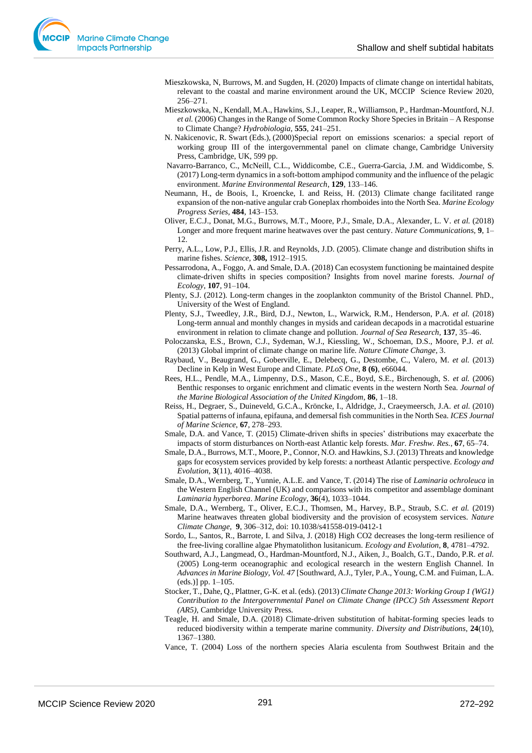Mieszkowska, N, Burrows, M. and Sugden, H. (2020) Impacts of climate change on intertidal habitats, relevant to the coastal and marine environment around the UK, MCCIP Science Review 2020, 256–271.

Mieszkowska, N., Kendall, M.A., Hawkins, S.J., Leaper, R., Williamson, P., Hardman-Mountford, N.J. *et al.* (2006) Changes in the Range of Some Common Rocky Shore Species in Britain – A Response to Climate Change? *Hydrobiologia*, **555**, 241–251.

N. Nakicenovic, R. Swart (Eds.), (2000)Special report on emissions scenarios: a special report of working group III of the intergovernmental panel on climate change, Cambridge University Press, Cambridge, UK, 599 pp.

Navarro-Barranco, C., McNeill, C.L., Widdicombe, C.E., Guerra-Garcia, J.M. and Widdicombe, S. (2017) Long-term dynamics in a soft-bottom amphipod community and the influence of the pelagic environment. *Marine Environmental Research*, **129**, 133–146.

Neumann, H., de Boois, I., Kroencke, I. and Reiss, H. (2013) Climate change facilitated range expansion of the non-native angular crab Goneplax rhomboides into the North Sea. *Marine Ecology Progress Series*, **484**, 143–153.

Oliver, E.C.J., Donat, M.G., Burrows, M.T., Moore, P.J., Smale, D.A., Alexander, L. V. *et al.* (2018) Longer and more frequent marine heatwaves over the past century. *Nature Communications*, **9**, 1–12.

Perry, A.L., Low, P.J., Ellis, J.R. and Reynolds, J.D. (2005). Climate change and distribution shifts in marine fishes. *Science*, **308,** 1912–1915.

Pessarrodona, A., Foggo, A. and Smale, D.A. (2018) Can ecosystem functioning be maintained despite climate-driven shifts in species composition? Insights from novel marine forests. *Journal of Ecology*, **107**, 91–104.

Plenty, S.J. (2012). Long-term changes in the zooplankton community of the Bristol Channel. PhD., University of the West of England.

Plenty, S.J., Tweedley, J.R., Bird, D.J., Newton, L., Warwick, R.M., Henderson, P.A. *et al.* (2018) Long-term annual and monthly changes in mysids and caridean decapods in a macrotidal estuarine environment in relation to climate change and pollution. *Journal of Sea Research*, **137**, 35–46.

Poloczanska, E.S., Brown, C.J., Sydeman, W.J., Kiessling, W., Schoeman, D.S., Moore, P.J. *et al.* (2013) Global imprint of climate change on marine life. *Nature Climate Change*, 3.

Raybaud, V., Beaugrand, G., Goberville, E., Delebecq, G., Destombe, C., Valero, M. *et al.* (2013) Decline in Kelp in West Europe and Climate. *PLoS One*, **8 (6)**, e66044.

Rees, H.L., Pendle, M.A., Limpenny, D.S., Mason, C.E., Boyd, S.E., Birchenough, S. *et al.* (2006) Benthic responses to organic enrichment and climatic events in the western North Sea. *Journal of the Marine Biological Association of the United Kingdom*, **86**, 1–18.

Reiss, H., Degraer, S., Duineveld, G.C.A., Kröncke, I., Aldridge, J., Craeymeersch, J.A. *et al.* (2010) Spatial patterns of infauna, epifauna, and demersal fish communities in the North Sea. *ICES Journal of Marine Science*, **67**, 278–293.

Smale, D.A. and Vance, T. (2015) Climate-driven shifts in species' distributions may exacerbate the impacts of storm disturbances on North-east Atlantic kelp forests. *Mar. Freshw. Res.*, **67**, 65–74.

Smale, D.A., Burrows, M.T., Moore, P., Connor, N.O. and Hawkins, S.J. (2013) Threats and knowledge gaps for ecosystem services provided by kelp forests: a northeast Atlantic perspective. *Ecology and Evolution*, **3**(11), 4016–4038.

Smale, D.A., Wernberg, T., Yunnie, A.L.E. and Vance, T. (2014) The rise of *Laminaria ochroleuca* in the Western English Channel (UK) and comparisons with its competitor and assemblage dominant *Laminaria hyperborea*. *Marine Ecology*, **36**(4), 1033–1044.

Smale, D.A., Wernberg, T., Oliver, E.C.J., Thomsen, M., Harvey, B.P., Straub, S.C. *et al.* (2019) Marine heatwaves threaten global biodiversity and the provision of ecosystem services. *Nature Climate Change*, **9**, 306–312, doi: 10.1038/s41558-019-0412-1

Sordo, L., Santos, R., Barrote, I. and Silva, J. (2018) High CO2 decreases the long-term resilience of the free-living coralline algae Phymatolithon lusitanicum. *Ecology and Evolution*, **8**, 4781–4792.

Southward, A.J., Langmead, O., Hardman-Mountford, N.J., Aiken, J., Boalch, G.T., Dando, P.R. *et al.* (2005) Long-term oceanographic and ecological research in the western English Channel. In *Advances in Marine Biology, Vol. 47* [Southward, A.J., Tyler, P.A., Young, C.M. and Fuiman, L.A. (eds.)] pp. 1–105.

Stocker, T., Dahe, Q., Plattner, G-K. et al. (eds). (2013) *Climate Change 2013: Working Group 1 (WG1) Contribution to the Intergovernmental Panel on Climate Change (IPCC) 5th Assessment Report (AR5)*, Cambridge University Press.

Teagle, H. and Smale, D.A. (2018) Climate-driven substitution of habitat-forming species leads to reduced biodiversity within a temperate marine community. *Diversity and Distributions*, **24**(10), 1367–1380.

Vance, T. (2004) Loss of the northern species Alaria esculenta from Southwest Britain and the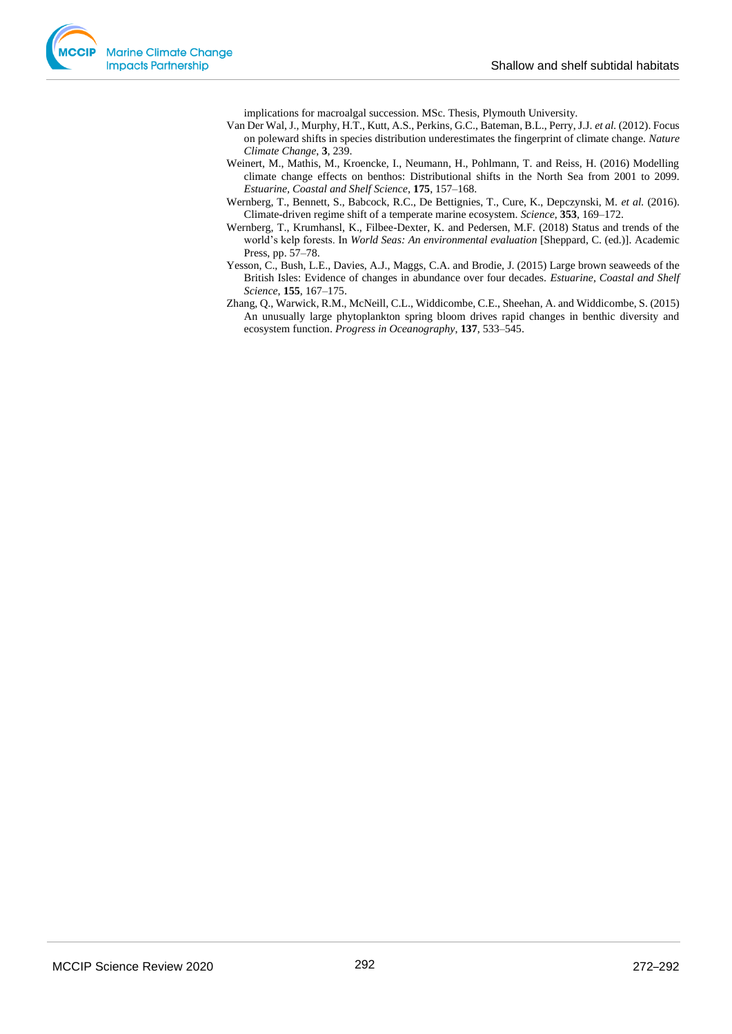implications for macroalgal succession. MSc. Thesis, Plymouth University.

Van Der Wal, J., Murphy, H.T., Kutt, A.S., Perkins, G.C., Bateman, B.L., Perry, J.J. *et al.* (2012). Focus on poleward shifts in species distribution underestimates the fingerprint of climate change. *Nature Climate Change*, **3**, 239.

Weinert, M., Mathis, M., Kroencke, I., Neumann, H., Pohlmann, T. and Reiss, H. (2016) Modelling climate change effects on benthos: Distributional shifts in the North Sea from 2001 to 2099. *Estuarine, Coastal and Shelf Science*, **175**, 157–168.

Wernberg, T., Bennett, S., Babcock, R.C., De Bettignies, T., Cure, K., Depczynski, M. *et al.* (2016). Climate-driven regime shift of a temperate marine ecosystem. *Science,* **353**, 169–172.

Wernberg, T., Krumhansl, K., Filbee-Dexter, K. and Pedersen, M.F. (2018) Status and trends of the world's kelp forests. In *World Seas: An environmental evaluation* [Sheppard, C. (ed.)]. Academic Press, pp. 57–78.

Yesson, C., Bush, L.E., Davies, A.J., Maggs, C.A. and Brodie, J. (2015) Large brown seaweeds of the British Isles: Evidence of changes in abundance over four decades. *Estuarine, Coastal and Shelf Science*, **155**, 167–175.

Zhang, Q., Warwick, R.M., McNeill, C.L., Widdicombe, C.E., Sheehan, A. and Widdicombe, S. (2015) An unusually large phytoplankton spring bloom drives rapid changes in benthic diversity and ecosystem function. *Progress in Oceanography*, **137**, 533–545.